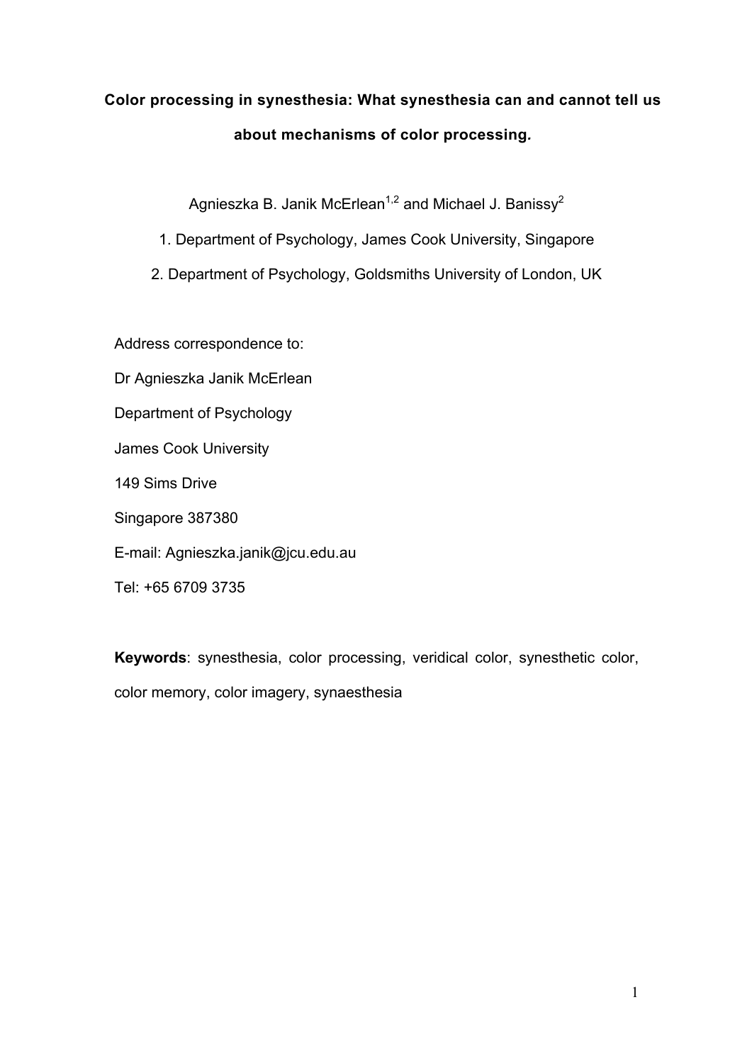# Color processing in synesthesia: What synesthesia can and cannot tell us about mechanisms of color processing.

Agnieszka B. Janik McErlean[1,2] and Michael J. Banissy[2]

1. Department of Psychology, James Cook University, Singapore

2. Department of Psychology, Goldsmiths University of London, UK

Address correspondence to:

Dr Agnieszka Janik McErlean

Department of Psychology

James Cook University

149 Sims Drive

Singapore 387380

E-mail: Agnieszka.janik@jcu.edu.au

Tel: +65 6709 3735

**Keywords**: synesthesia, color processing, veridical color, synesthetic color, color memory, color imagery, synaesthesia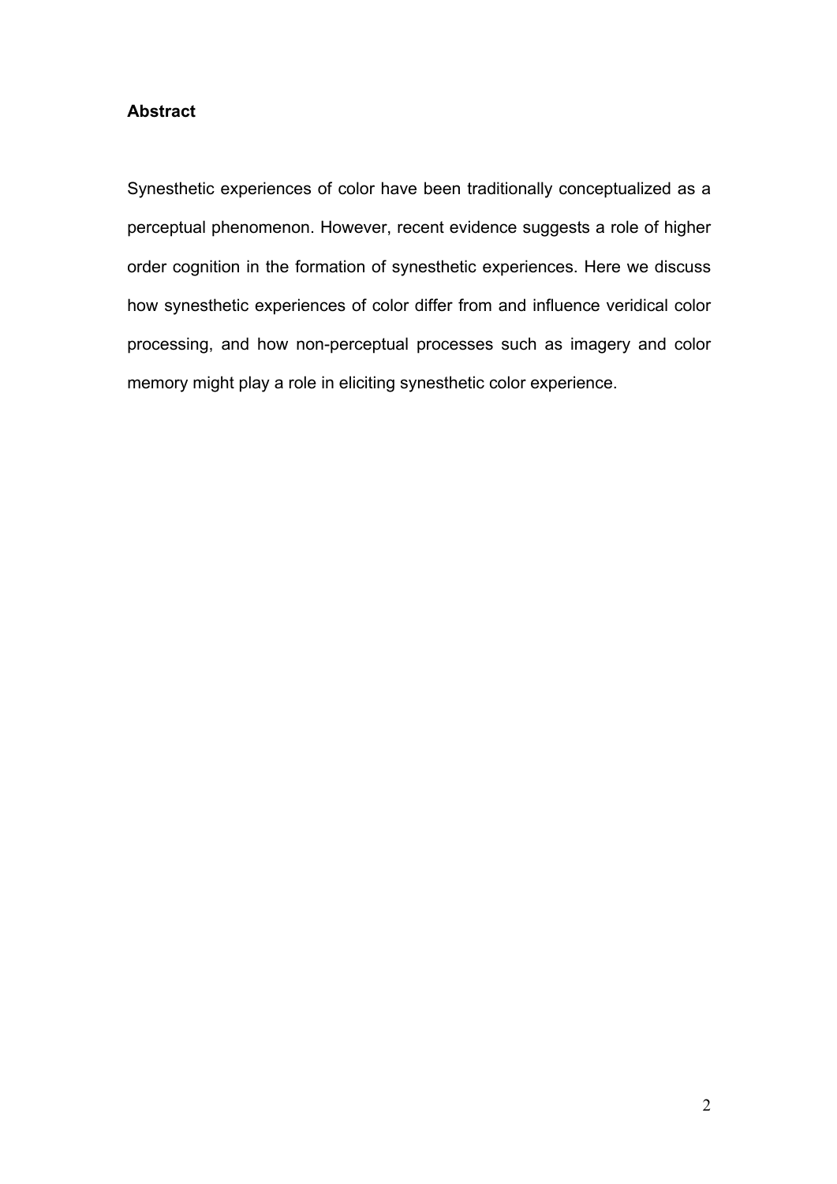## Abstract

Synesthetic experiences of color have been traditionally conceptualized as a perceptual phenomenon. However, recent evidence suggests a role of higher order cognition in the formation of synesthetic experiences. Here we discuss how synesthetic experiences of color differ from and influence veridical color processing, and how non-perceptual processes such as imagery and color memory might play a role in eliciting synesthetic color experience.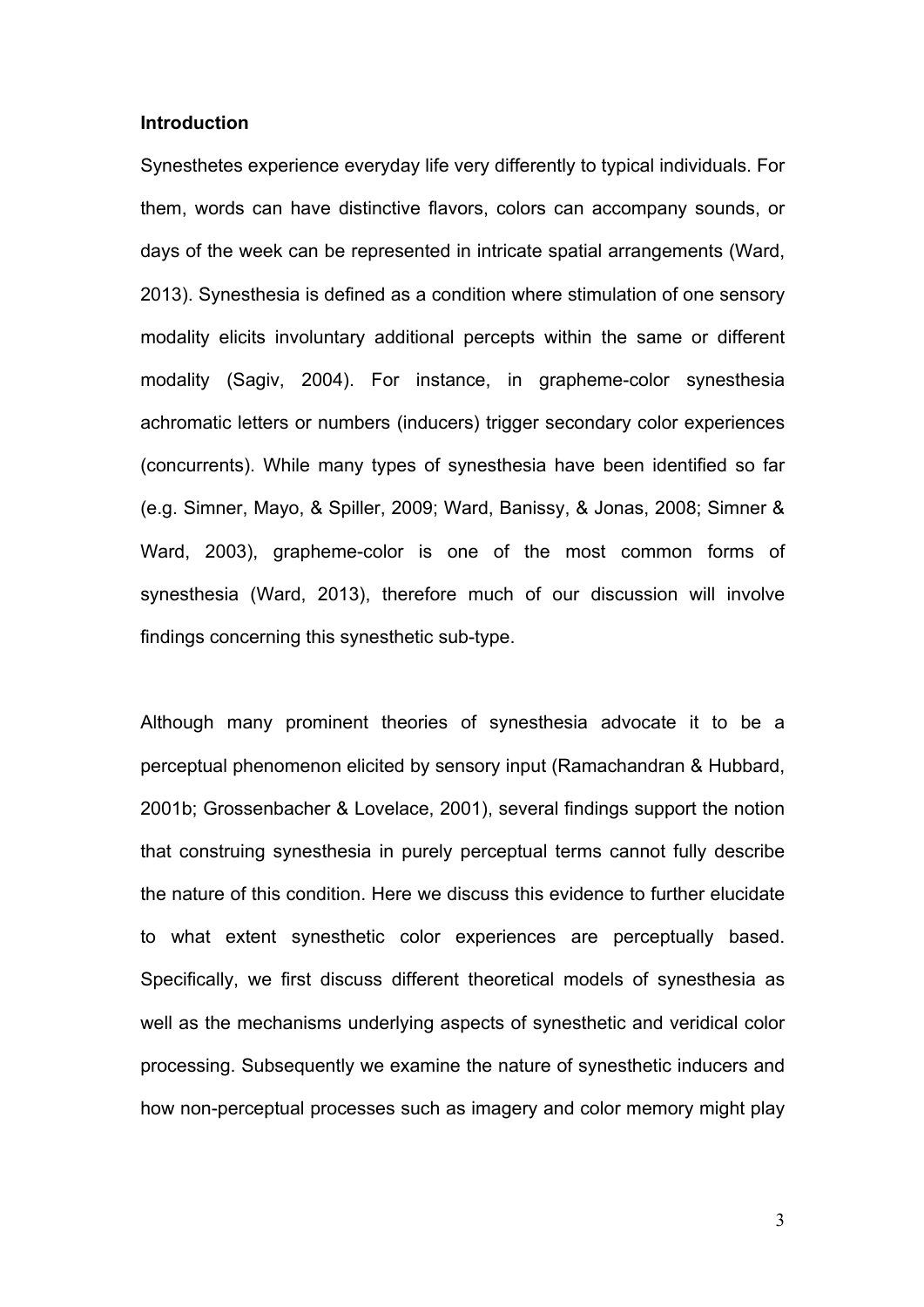## Introduction

Synesthetes experience everyday life very differently to typical individuals. For them, words can have distinctive flavors, colors can accompany sounds, or days of the week can be represented in intricate spatial arrangements (Ward, 2013). Synesthesia is defined as a condition where stimulation of one sensory modality elicits involuntary additional percepts within the same or different modality (Sagiv, 2004). For instance, in grapheme-color synesthesia achromatic letters or numbers (inducers) trigger secondary color experiences (concurrents). While many types of synesthesia have been identified so far (e.g. Simner, Mayo, & Spiller, 2009; Ward, Banissy, & Jonas, 2008; Simner & Ward, 2003), grapheme-color is one of the most common forms of synesthesia (Ward, 2013), therefore much of our discussion will involve findings concerning this synesthetic sub-type.

Although many prominent theories of synesthesia advocate it to be a perceptual phenomenon elicited by sensory input (Ramachandran & Hubbard, 2001b; Grossenbacher & Lovelace, 2001), several findings support the notion that construing synesthesia in purely perceptual terms cannot fully describe the nature of this condition. Here we discuss this evidence to further elucidate to what extent synesthetic color experiences are perceptually based. Specifically, we first discuss different theoretical models of synesthesia as well as the mechanisms underlying aspects of synesthetic and veridical color processing. Subsequently we examine the nature of synesthetic inducers and how non-perceptual processes such as imagery and color memory might play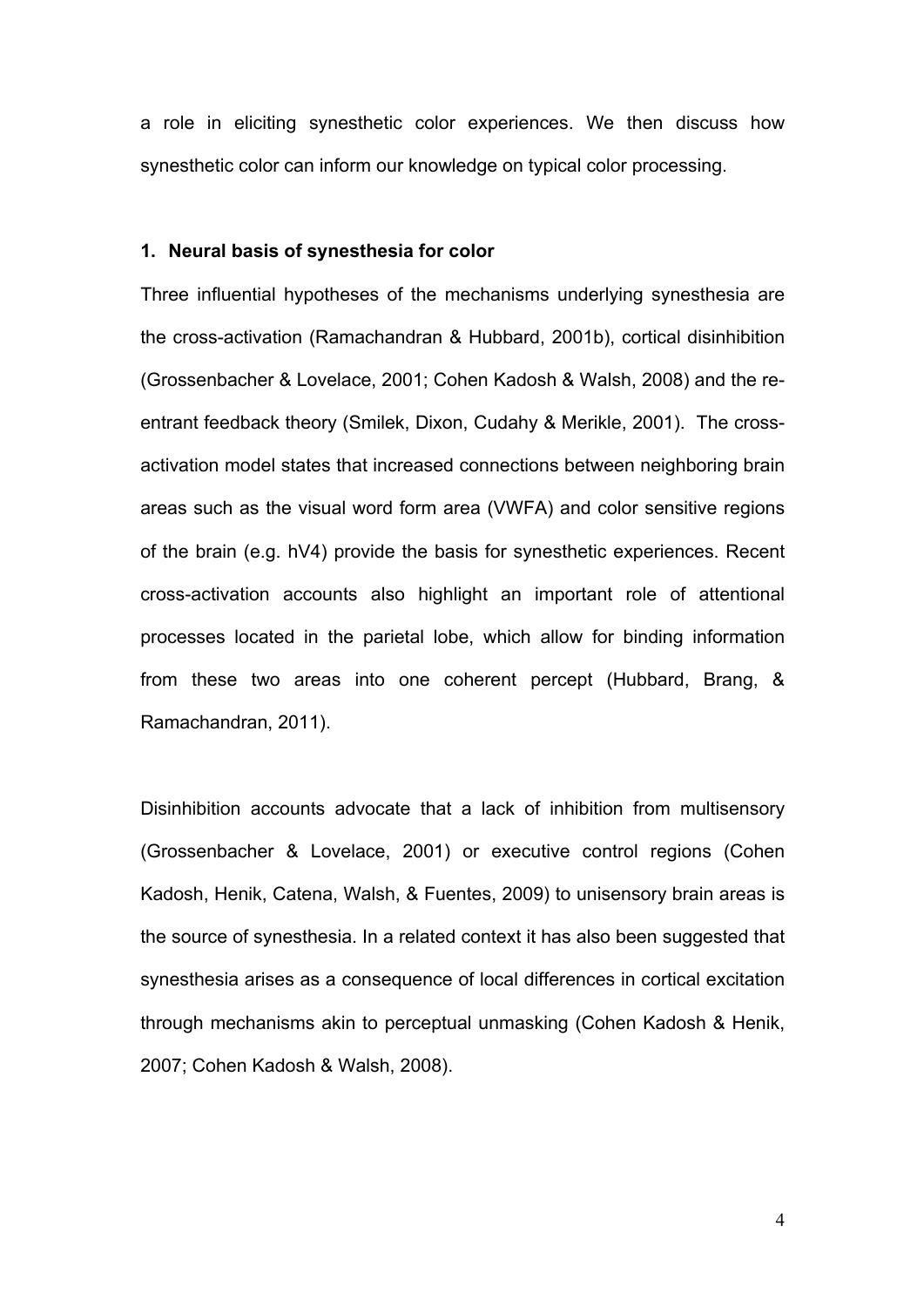a role in eliciting synesthetic color experiences. We then discuss how synesthetic color can inform our knowledge on typical color processing.

## 1. Neural basis of synesthesia for color

Three influential hypotheses of the mechanisms underlying synesthesia are the cross-activation (Ramachandran & Hubbard, 2001b), cortical disinhibition (Grossenbacher & Lovelace, 2001; Cohen Kadosh & Walsh, 2008) and the re-entrant feedback theory (Smilek, Dixon, Cudahy & Merikle, 2001). The cross-activation model states that increased connections between neighboring brain areas such as the visual word form area (VWFA) and color sensitive regions of the brain (e.g. hV4) provide the basis for synesthetic experiences. Recent cross-activation accounts also highlight an important role of attentional processes located in the parietal lobe, which allow for binding information from these two areas into one coherent percept (Hubbard, Brang, & Ramachandran, 2011).

Disinhibition accounts advocate that a lack of inhibition from multisensory (Grossenbacher & Lovelace, 2001) or executive control regions (Cohen Kadosh, Henik, Catena, Walsh, & Fuentes, 2009) to unisensory brain areas is the source of synesthesia. In a related context it has also been suggested that synesthesia arises as a consequence of local differences in cortical excitation through mechanisms akin to perceptual unmasking (Cohen Kadosh & Henik, 2007; Cohen Kadosh & Walsh, 2008).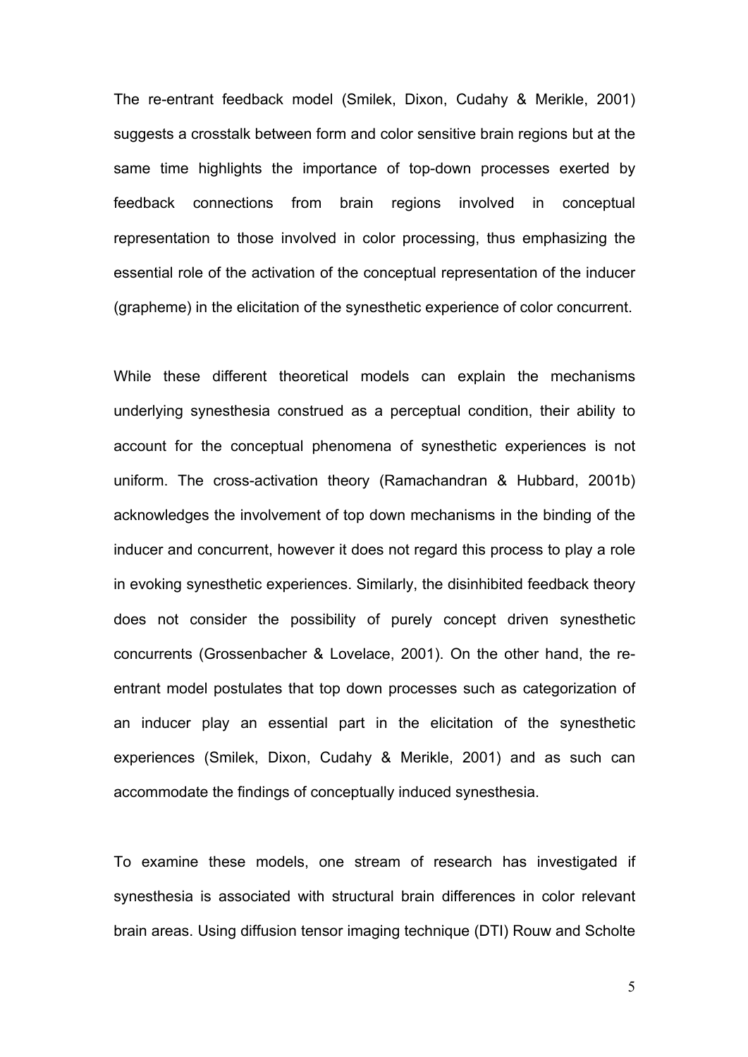The re-entrant feedback model (Smilek, Dixon, Cudahy & Merikle, 2001) suggests a crosstalk between form and color sensitive brain regions but at the same time highlights the importance of top-down processes exerted by feedback connections from brain regions involved in conceptual representation to those involved in color processing, thus emphasizing the essential role of the activation of the conceptual representation of the inducer (grapheme) in the elicitation of the synesthetic experience of color concurrent.

While these different theoretical models can explain the mechanisms underlying synesthesia construed as a perceptual condition, their ability to account for the conceptual phenomena of synesthetic experiences is not uniform. The cross-activation theory (Ramachandran & Hubbard, 2001b) acknowledges the involvement of top down mechanisms in the binding of the inducer and concurrent, however it does not regard this process to play a role in evoking synesthetic experiences. Similarly, the disinhibited feedback theory does not consider the possibility of purely concept driven synesthetic concurrents (Grossenbacher & Lovelace, 2001). On the other hand, the re-entrant model postulates that top down processes such as categorization of an inducer play an essential part in the elicitation of the synesthetic experiences (Smilek, Dixon, Cudahy & Merikle, 2001) and as such can accommodate the findings of conceptually induced synesthesia.

To examine these models, one stream of research has investigated if synesthesia is associated with structural brain differences in color relevant brain areas. Using diffusion tensor imaging technique (DTI) Rouw and Scholte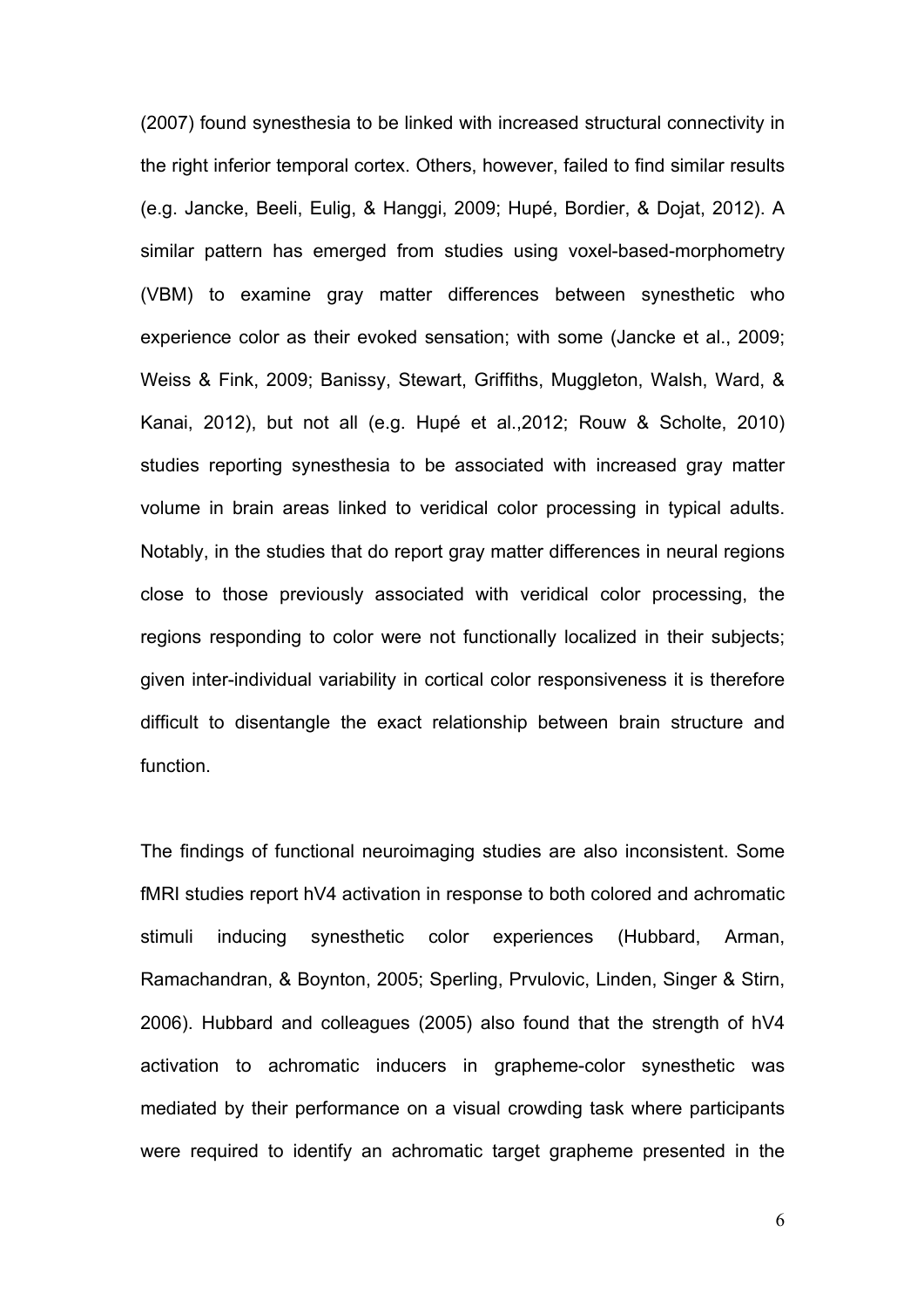(2007) found synesthesia to be linked with increased structural connectivity in the right inferior temporal cortex. Others, however, failed to find similar results (e.g. Jancke, Beeli, Eulig, & Hanggi, 2009; Hupé, Bordier, & Dojat, 2012). A similar pattern has emerged from studies using voxel-based-morphometry (VBM) to examine gray matter differences between synesthetic who experience color as their evoked sensation; with some (Jancke et al., 2009; Weiss & Fink, 2009; Banissy, Stewart, Griffiths, Muggleton, Walsh, Ward, & Kanai, 2012), but not all (e.g. Hupé et al.,2012; Rouw & Scholte, 2010) studies reporting synesthesia to be associated with increased gray matter volume in brain areas linked to veridical color processing in typical adults. Notably, in the studies that do report gray matter differences in neural regions close to those previously associated with veridical color processing, the regions responding to color were not functionally localized in their subjects; given inter-individual variability in cortical color responsiveness it is therefore difficult to disentangle the exact relationship between brain structure and function.

The findings of functional neuroimaging studies are also inconsistent. Some fMRI studies report hV4 activation in response to both colored and achromatic stimuli inducing synesthetic color experiences (Hubbard, Arman, Ramachandran, & Boynton, 2005; Sperling, Prvulovic, Linden, Singer & Stirn, 2006). Hubbard and colleagues (2005) also found that the strength of hV4 activation to achromatic inducers in grapheme-color synesthetic was mediated by their performance on a visual crowding task where participants were required to identify an achromatic target grapheme presented in the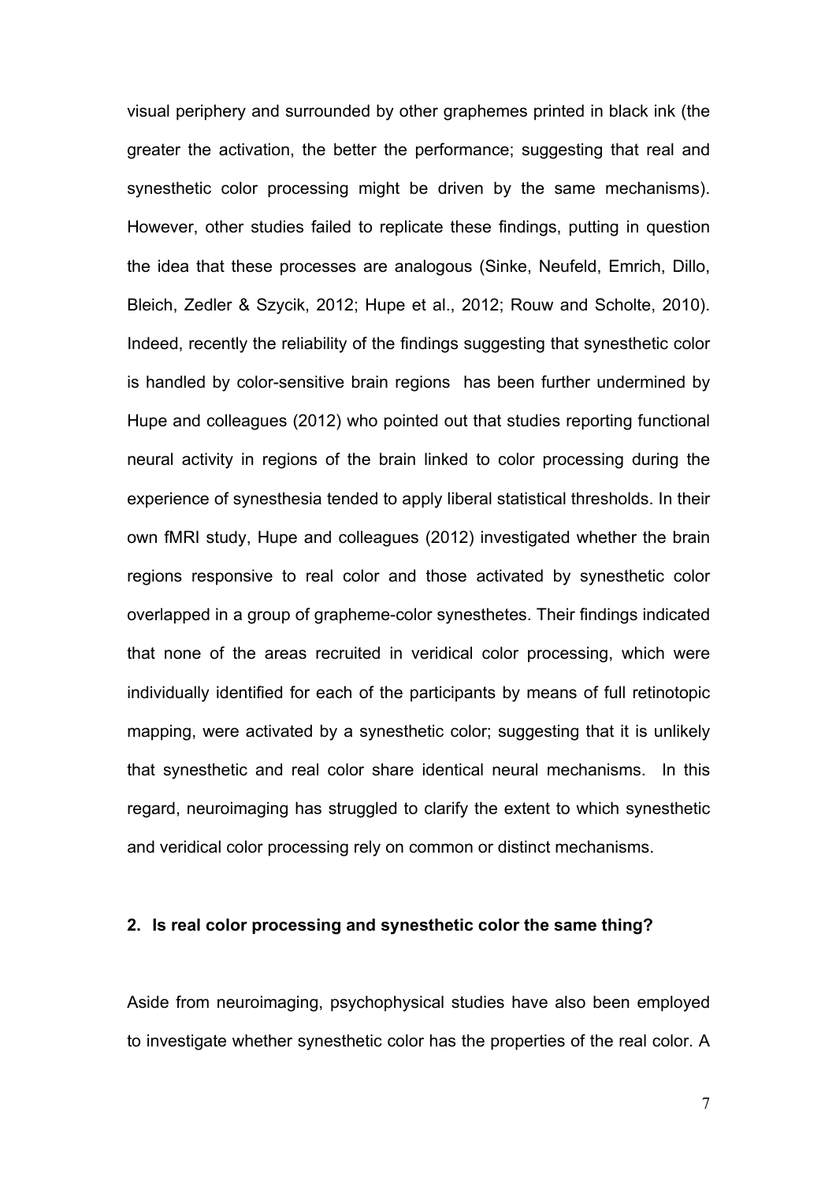visual periphery and surrounded by other graphemes printed in black ink (the greater the activation, the better the performance; suggesting that real and synesthetic color processing might be driven by the same mechanisms). However, other studies failed to replicate these findings, putting in question the idea that these processes are analogous (Sinke, Neufeld, Emrich, Dillo, Bleich, Zedler & Szycik, 2012; Hupe et al., 2012; Rouw and Scholte, 2010). Indeed, recently the reliability of the findings suggesting that synesthetic color is handled by color-sensitive brain regions has been further undermined by Hupe and colleagues (2012) who pointed out that studies reporting functional neural activity in regions of the brain linked to color processing during the experience of synesthesia tended to apply liberal statistical thresholds. In their own fMRI study, Hupe and colleagues (2012) investigated whether the brain regions responsive to real color and those activated by synesthetic color overlapped in a group of grapheme-color synesthetes. Their findings indicated that none of the areas recruited in veridical color processing, which were individually identified for each of the participants by means of full retinotopic mapping, were activated by a synesthetic color; suggesting that it is unlikely that synesthetic and real color share identical neural mechanisms. In this regard, neuroimaging has struggled to clarify the extent to which synesthetic and veridical color processing rely on common or distinct mechanisms.

## 2. Is real color processing and synesthetic color the same thing?

Aside from neuroimaging, psychophysical studies have also been employed to investigate whether synesthetic color has the properties of the real color. A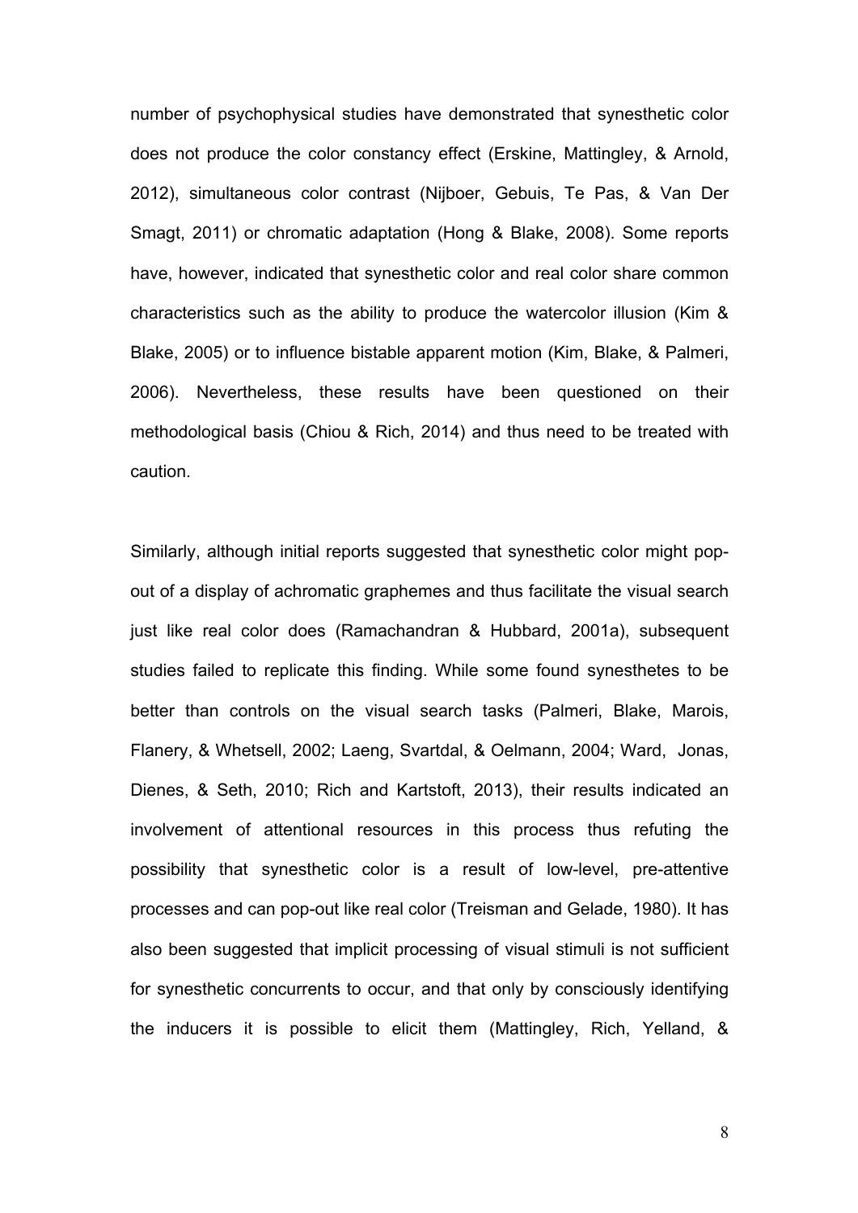number of psychophysical studies have demonstrated that synesthetic color does not produce the color constancy effect (Erskine, Mattingley, & Arnold, 2012), simultaneous color contrast (Nijboer, Gebuis, Te Pas, & Van Der Smagt, 2011) or chromatic adaptation (Hong & Blake, 2008). Some reports have, however, indicated that synesthetic color and real color share common characteristics such as the ability to produce the watercolor illusion (Kim & Blake, 2005) or to influence bistable apparent motion (Kim, Blake, & Palmeri, 2006). Nevertheless, these results have been questioned on their methodological basis (Chiou & Rich, 2014) and thus need to be treated with caution.

Similarly, although initial reports suggested that synesthetic color might pop-out of a display of achromatic graphemes and thus facilitate the visual search just like real color does (Ramachandran & Hubbard, 2001a), subsequent studies failed to replicate this finding. While some found synesthetes to be better than controls on the visual search tasks (Palmeri, Blake, Marois, Flanery, & Whetsell, 2002; Laeng, Svartdal, & Oelmann, 2004; Ward, Jonas, Dienes, & Seth, 2010; Rich and Kartstoft, 2013), their results indicated an involvement of attentional resources in this process thus refuting the possibility that synesthetic color is a result of low-level, pre-attentive processes and can pop-out like real color (Treisman and Gelade, 1980). It has also been suggested that implicit processing of visual stimuli is not sufficient for synesthetic concurrents to occur, and that only by consciously identifying the inducers it is possible to elicit them (Mattingley, Rich, Yelland, &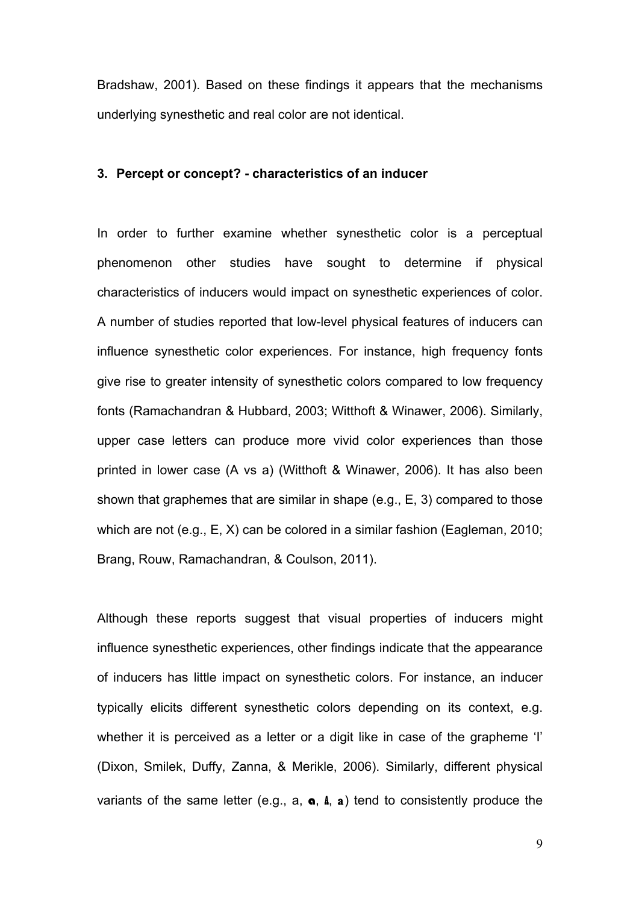Bradshaw, 2001). Based on these findings it appears that the mechanisms underlying synesthetic and real color are not identical.

### 3. Percept or concept? - characteristics of an inducer

In order to further examine whether synesthetic color is a perceptual phenomenon other studies have sought to determine if physical characteristics of inducers would impact on synesthetic experiences of color. A number of studies reported that low-level physical features of inducers can influence synesthetic color experiences. For instance, high frequency fonts give rise to greater intensity of synesthetic colors compared to low frequency fonts (Ramachandran & Hubbard, 2003; Witthoft & Winawer, 2006). Similarly, upper case letters can produce more vivid color experiences than those printed in lower case (A vs a) (Witthoft & Winawer, 2006). It has also been shown that graphemes that are similar in shape (e.g., E, 3) compared to those which are not (e.g., E, X) can be colored in a similar fashion (Eagleman, 2010; Brang, Rouw, Ramachandran, & Coulson, 2011).

Although these reports suggest that visual properties of inducers might influence synesthetic experiences, other findings indicate that the appearance of inducers has little impact on synesthetic colors. For instance, an inducer typically elicits different synesthetic colors depending on its context, e.g. whether it is perceived as a letter or a digit like in case of the grapheme 'I' (Dixon, Smilek, Duffy, Zanna, & Merikle, 2006). Similarly, different physical variants of the same letter (e.g., a, **a**, **A**, **a**) tend to consistently produce the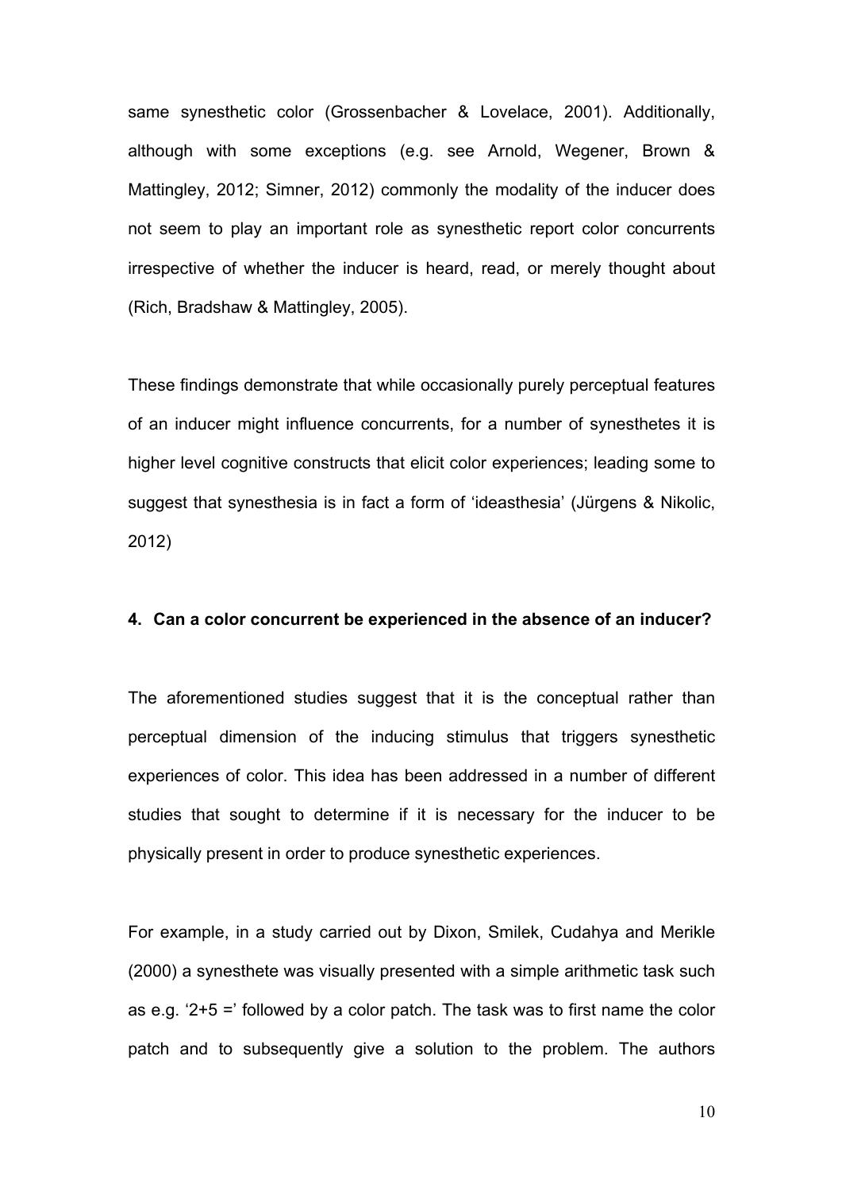same synesthetic color (Grossenbacher & Lovelace, 2001). Additionally, although with some exceptions (e.g. see Arnold, Wegener, Brown & Mattingley, 2012; Simner, 2012) commonly the modality of the inducer does not seem to play an important role as synesthetic report color concurrents irrespective of whether the inducer is heard, read, or merely thought about (Rich, Bradshaw & Mattingley, 2005).

These findings demonstrate that while occasionally purely perceptual features of an inducer might influence concurrents, for a number of synesthetes it is higher level cognitive constructs that elicit color experiences; leading some to suggest that synesthesia is in fact a form of 'ideasthesia' (Jürgens & Nikolic, 2012)

## 4. Can a color concurrent be experienced in the absence of an inducer?

The aforementioned studies suggest that it is the conceptual rather than perceptual dimension of the inducing stimulus that triggers synesthetic experiences of color. This idea has been addressed in a number of different studies that sought to determine if it is necessary for the inducer to be physically present in order to produce synesthetic experiences.

For example, in a study carried out by Dixon, Smilek, Cudahya and Merikle (2000) a synesthete was visually presented with a simple arithmetic task such as e.g. '2+5 =' followed by a color patch. The task was to first name the color patch and to subsequently give a solution to the problem. The authors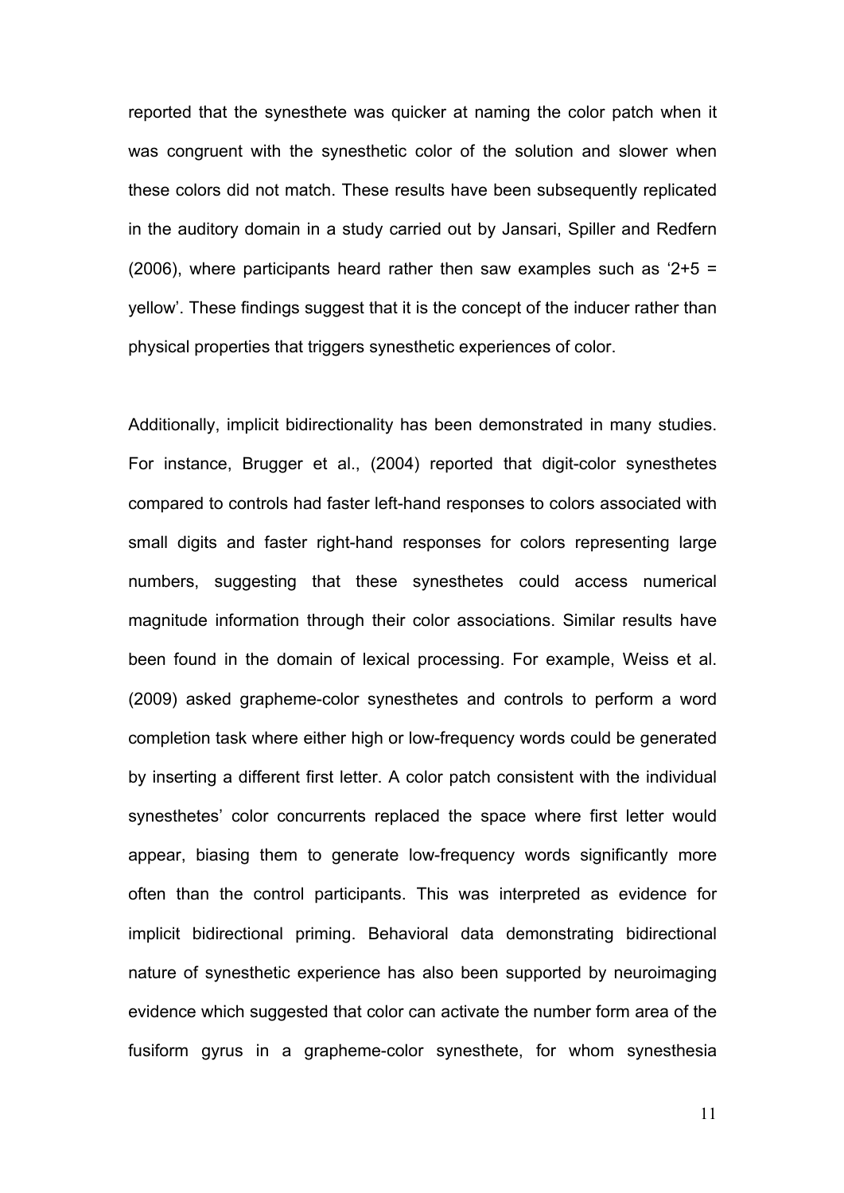reported that the synesthete was quicker at naming the color patch when it was congruent with the synesthetic color of the solution and slower when these colors did not match. These results have been subsequently replicated in the auditory domain in a study carried out by Jansari, Spiller and Redfern (2006), where participants heard rather then saw examples such as '2+5 = yellow'. These findings suggest that it is the concept of the inducer rather than physical properties that triggers synesthetic experiences of color.

Additionally, implicit bidirectionality has been demonstrated in many studies. For instance, Brugger et al., (2004) reported that digit-color synesthetes compared to controls had faster left-hand responses to colors associated with small digits and faster right-hand responses for colors representing large numbers, suggesting that these synesthetes could access numerical magnitude information through their color associations. Similar results have been found in the domain of lexical processing. For example, Weiss et al. (2009) asked grapheme-color synesthetes and controls to perform a word completion task where either high or low-frequency words could be generated by inserting a different first letter. A color patch consistent with the individual synesthetes' color concurrents replaced the space where first letter would appear, biasing them to generate low-frequency words significantly more often than the control participants. This was interpreted as evidence for implicit bidirectional priming. Behavioral data demonstrating bidirectional nature of synesthetic experience has also been supported by neuroimaging evidence which suggested that color can activate the number form area of the fusiform gyrus in a grapheme-color synesthete, for whom synesthesia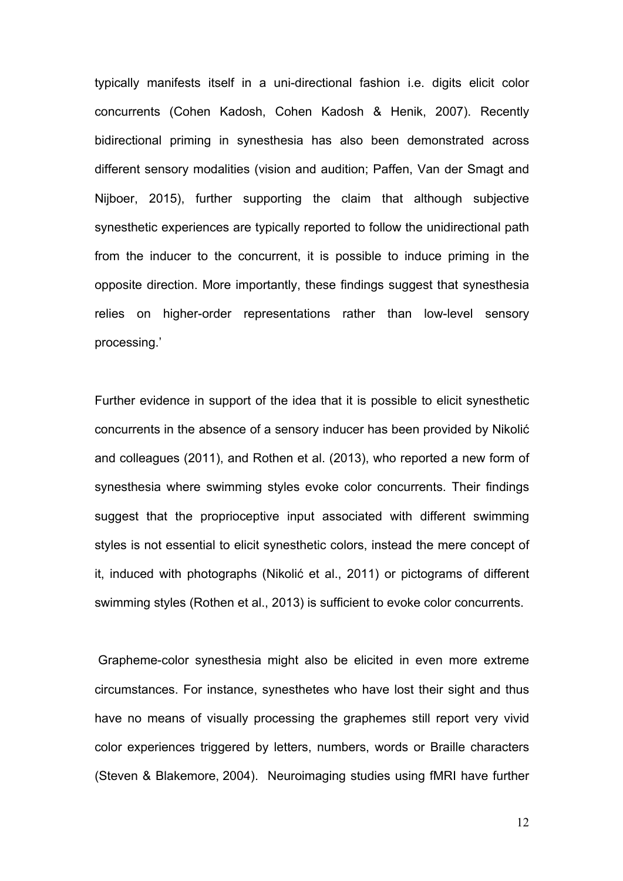typically manifests itself in a uni-directional fashion i.e. digits elicit color concurrents (Cohen Kadosh, Cohen Kadosh & Henik, 2007). Recently bidirectional priming in synesthesia has also been demonstrated across different sensory modalities (vision and audition; Paffen, Van der Smagt and Nijboer, 2015), further supporting the claim that although subjective synesthetic experiences are typically reported to follow the unidirectional path from the inducer to the concurrent, it is possible to induce priming in the opposite direction. More importantly, these findings suggest that synesthesia relies on higher-order representations rather than low-level sensory processing.'

Further evidence in support of the idea that it is possible to elicit synesthetic concurrents in the absence of a sensory inducer has been provided by Nikolić and colleagues (2011), and Rothen et al. (2013), who reported a new form of synesthesia where swimming styles evoke color concurrents. Their findings suggest that the proprioceptive input associated with different swimming styles is not essential to elicit synesthetic colors, instead the mere concept of it, induced with photographs (Nikolić et al., 2011) or pictograms of different swimming styles (Rothen et al., 2013) is sufficient to evoke color concurrents.

Grapheme-color synesthesia might also be elicited in even more extreme circumstances. For instance, synesthetes who have lost their sight and thus have no means of visually processing the graphemes still report very vivid color experiences triggered by letters, numbers, words or Braille characters (Steven & Blakemore, 2004). Neuroimaging studies using fMRI have further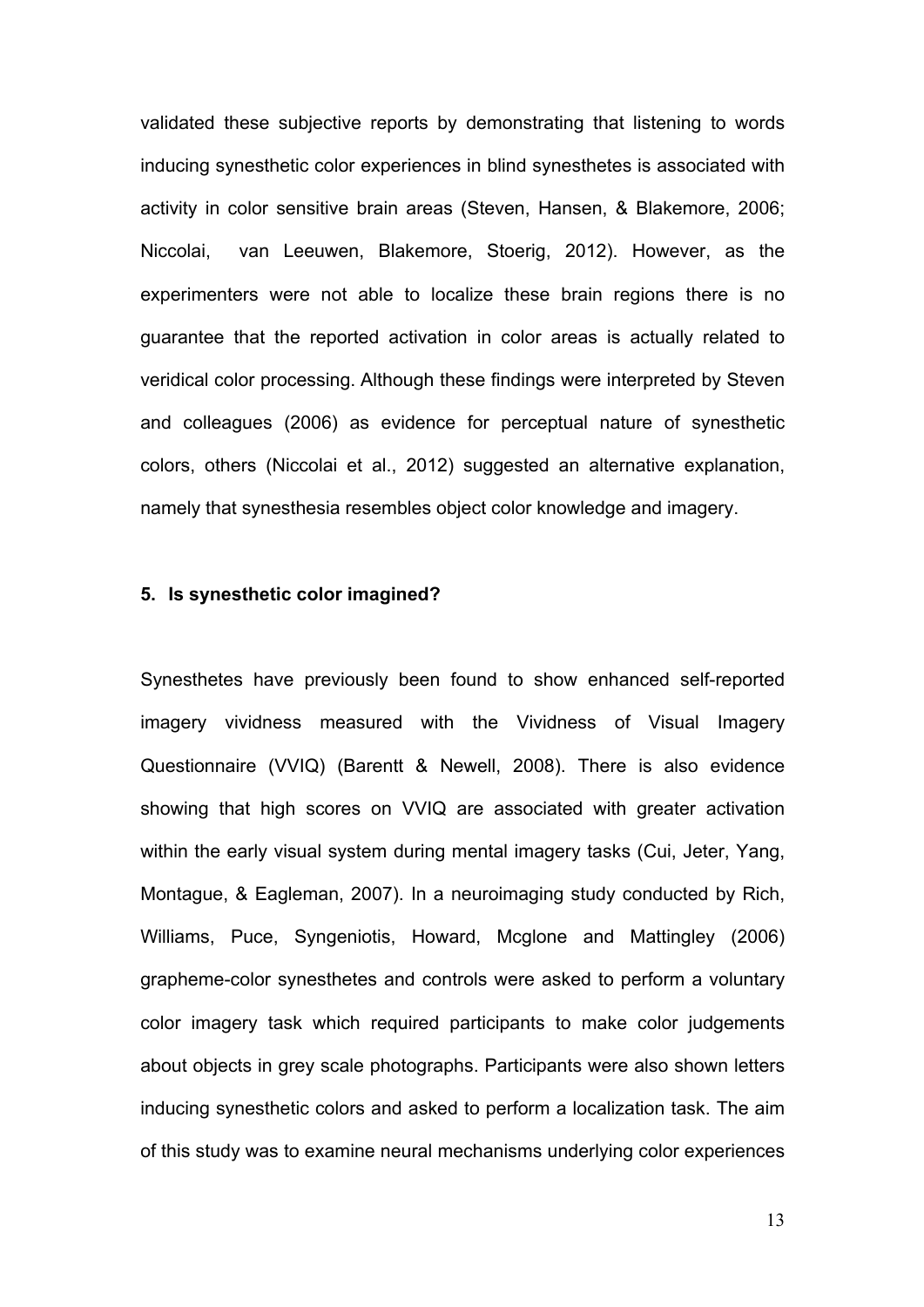validated these subjective reports by demonstrating that listening to words inducing synesthetic color experiences in blind synesthetes is associated with activity in color sensitive brain areas (Steven, Hansen, & Blakemore, 2006; Niccolai, van Leeuwen, Blakemore, Stoerig, 2012). However, as the experimenters were not able to localize these brain regions there is no guarantee that the reported activation in color areas is actually related to veridical color processing. Although these findings were interpreted by Steven and colleagues (2006) as evidence for perceptual nature of synesthetic colors, others (Niccolai et al., 2012) suggested an alternative explanation, namely that synesthesia resembles object color knowledge and imagery.

## 5. Is synesthetic color imagined?

Synesthetes have previously been found to show enhanced self-reported imagery vividness measured with the Vividness of Visual Imagery Questionnaire (VVIQ) (Barentt & Newell, 2008). There is also evidence showing that high scores on VVIQ are associated with greater activation within the early visual system during mental imagery tasks (Cui, Jeter, Yang, Montague, & Eagleman, 2007). In a neuroimaging study conducted by Rich, Williams, Puce, Syngeniotis, Howard, Mcglone and Mattingley (2006) grapheme-color synesthetes and controls were asked to perform a voluntary color imagery task which required participants to make color judgements about objects in grey scale photographs. Participants were also shown letters inducing synesthetic colors and asked to perform a localization task. The aim of this study was to examine neural mechanisms underlying color experiences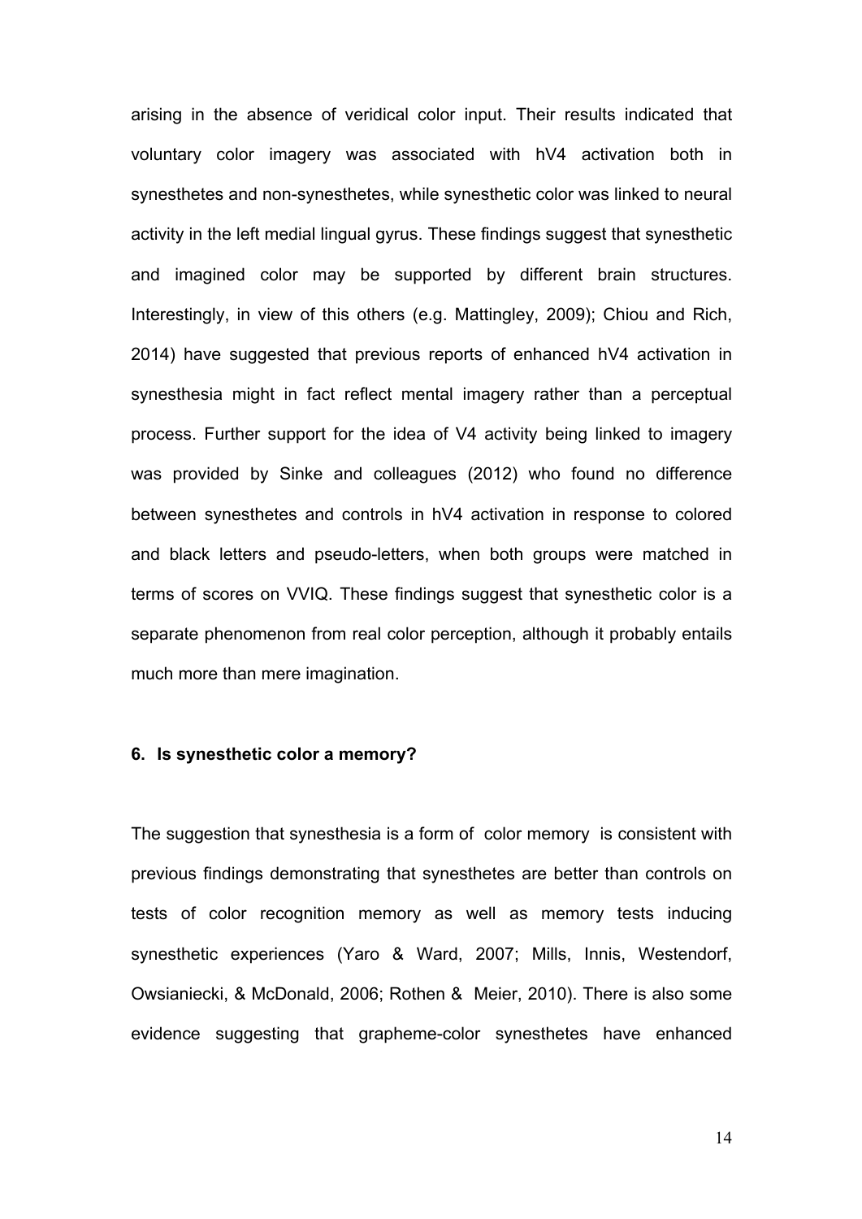arising in the absence of veridical color input. Their results indicated that voluntary color imagery was associated with hV4 activation both in synesthetes and non-synesthetes, while synesthetic color was linked to neural activity in the left medial lingual gyrus. These findings suggest that synesthetic and imagined color may be supported by different brain structures. Interestingly, in view of this others (e.g. Mattingley, 2009); Chiou and Rich, 2014) have suggested that previous reports of enhanced hV4 activation in synesthesia might in fact reflect mental imagery rather than a perceptual process. Further support for the idea of V4 activity being linked to imagery was provided by Sinke and colleagues (2012) who found no difference between synesthetes and controls in hV4 activation in response to colored and black letters and pseudo-letters, when both groups were matched in terms of scores on VVIQ. These findings suggest that synesthetic color is a separate phenomenon from real color perception, although it probably entails much more than mere imagination.

## 6. Is synesthetic color a memory?

The suggestion that synesthesia is a form of color memory is consistent with previous findings demonstrating that synesthetes are better than controls on tests of color recognition memory as well as memory tests inducing synesthetic experiences (Yaro & Ward, 2007; Mills, Innis, Westendorf, Owsianiecki, & McDonald, 2006; Rothen & Meier, 2010). There is also some evidence suggesting that grapheme-color synesthetes have enhanced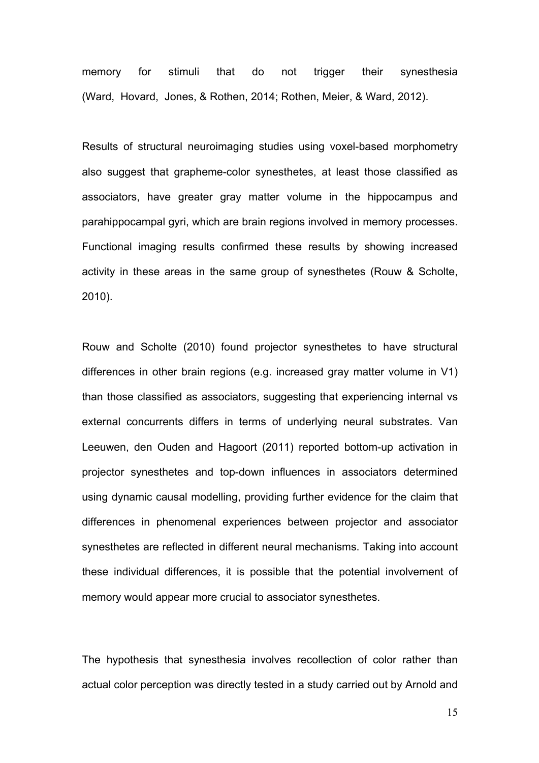memory for stimuli that do not trigger their synesthesia (Ward, Hovard, Jones, & Rothen, 2014; Rothen, Meier, & Ward, 2012).

Results of structural neuroimaging studies using voxel-based morphometry also suggest that grapheme-color synesthetes, at least those classified as associators, have greater gray matter volume in the hippocampus and parahippocampal gyri, which are brain regions involved in memory processes. Functional imaging results confirmed these results by showing increased activity in these areas in the same group of synesthetes (Rouw & Scholte, 2010).

Rouw and Scholte (2010) found projector synesthetes to have structural differences in other brain regions (e.g. increased gray matter volume in V1) than those classified as associators, suggesting that experiencing internal vs external concurrents differs in terms of underlying neural substrates. Van Leeuwen, den Ouden and Hagoort (2011) reported bottom-up activation in projector synesthetes and top-down influences in associators determined using dynamic causal modelling, providing further evidence for the claim that differences in phenomenal experiences between projector and associator synesthetes are reflected in different neural mechanisms. Taking into account these individual differences, it is possible that the potential involvement of memory would appear more crucial to associator synesthetes.

The hypothesis that synesthesia involves recollection of color rather than actual color perception was directly tested in a study carried out by Arnold and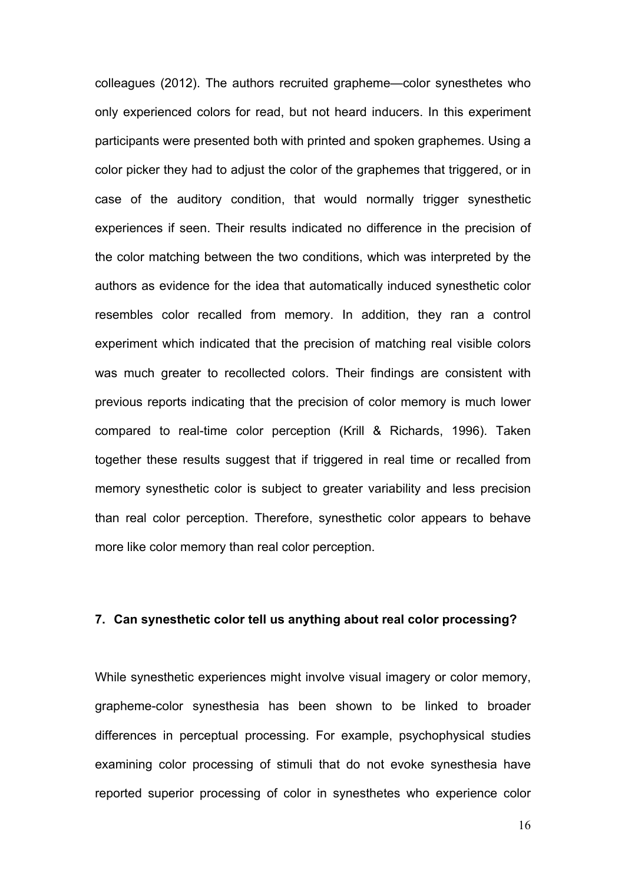colleagues (2012). The authors recruited grapheme—color synesthetes who only experienced colors for read, but not heard inducers. In this experiment participants were presented both with printed and spoken graphemes. Using a color picker they had to adjust the color of the graphemes that triggered, or in case of the auditory condition, that would normally trigger synesthetic experiences if seen. Their results indicated no difference in the precision of the color matching between the two conditions, which was interpreted by the authors as evidence for the idea that automatically induced synesthetic color resembles color recalled from memory. In addition, they ran a control experiment which indicated that the precision of matching real visible colors was much greater to recollected colors. Their findings are consistent with previous reports indicating that the precision of color memory is much lower compared to real-time color perception (Krill & Richards, 1996). Taken together these results suggest that if triggered in real time or recalled from memory synesthetic color is subject to greater variability and less precision than real color perception. Therefore, synesthetic color appears to behave more like color memory than real color perception.

## 7. Can synesthetic color tell us anything about real color processing?

While synesthetic experiences might involve visual imagery or color memory, grapheme-color synesthesia has been shown to be linked to broader differences in perceptual processing. For example, psychophysical studies examining color processing of stimuli that do not evoke synesthesia have reported superior processing of color in synesthetes who experience color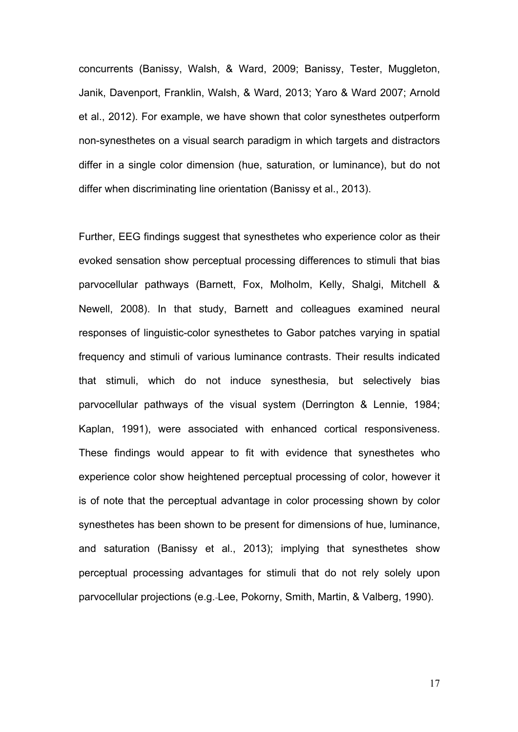concurrents (Banissy, Walsh, & Ward, 2009; Banissy, Tester, Muggleton, Janik, Davenport, Franklin, Walsh, & Ward, 2013; Yaro & Ward 2007; Arnold et al., 2012). For example, we have shown that color synesthetes outperform non-synesthetes on a visual search paradigm in which targets and distractors differ in a single color dimension (hue, saturation, or luminance), but do not differ when discriminating line orientation (Banissy et al., 2013).

Further, EEG findings suggest that synesthetes who experience color as their evoked sensation show perceptual processing differences to stimuli that bias parvocellular pathways (Barnett, Fox, Molholm, Kelly, Shalgi, Mitchell & Newell, 2008). In that study, Barnett and colleagues examined neural responses of linguistic-color synesthetes to Gabor patches varying in spatial frequency and stimuli of various luminance contrasts. Their results indicated that stimuli, which do not induce synesthesia, but selectively bias parvocellular pathways of the visual system (Derrington & Lennie, 1984; Kaplan, 1991), were associated with enhanced cortical responsiveness. These findings would appear to fit with evidence that synesthetes who experience color show heightened perceptual processing of color, however it is of note that the perceptual advantage in color processing shown by color synesthetes has been shown to be present for dimensions of hue, luminance, and saturation (Banissy et al., 2013); implying that synesthetes show perceptual processing advantages for stimuli that do not rely solely upon parvocellular projections (e.g. Lee, Pokorny, Smith, Martin, & Valberg, 1990).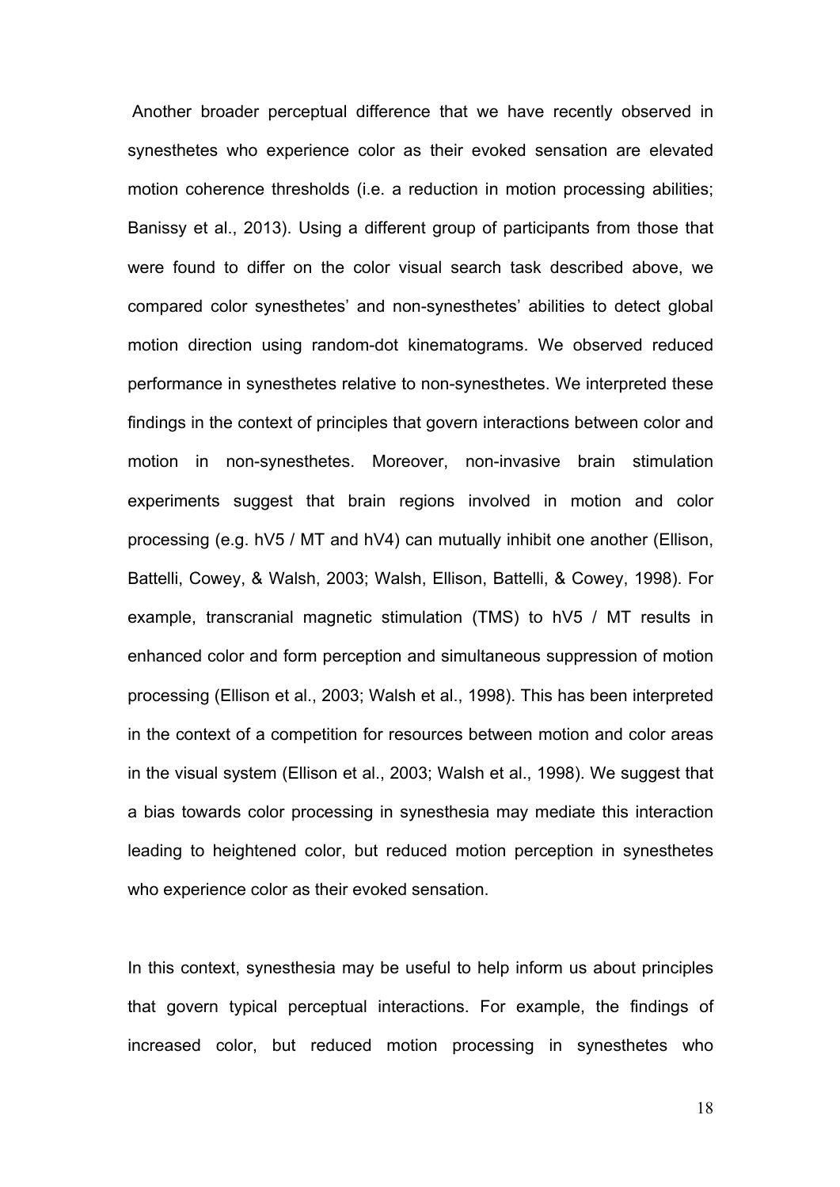Another broader perceptual difference that we have recently observed in synesthetes who experience color as their evoked sensation are elevated motion coherence thresholds (i.e. a reduction in motion processing abilities; Banissy et al., 2013). Using a different group of participants from those that were found to differ on the color visual search task described above, we compared color synesthetes' and non-synesthetes' abilities to detect global motion direction using random-dot kinematograms. We observed reduced performance in synesthetes relative to non-synesthetes. We interpreted these findings in the context of principles that govern interactions between color and motion in non-synesthetes. Moreover, non-invasive brain stimulation experiments suggest that brain regions involved in motion and color processing (e.g. hV5 / MT and hV4) can mutually inhibit one another (Ellison, Battelli, Cowey, & Walsh, 2003; Walsh, Ellison, Battelli, & Cowey, 1998). For example, transcranial magnetic stimulation (TMS) to hV5 / MT results in enhanced color and form perception and simultaneous suppression of motion processing (Ellison et al., 2003; Walsh et al., 1998). This has been interpreted in the context of a competition for resources between motion and color areas in the visual system (Ellison et al., 2003; Walsh et al., 1998). We suggest that a bias towards color processing in synesthesia may mediate this interaction leading to heightened color, but reduced motion perception in synesthetes who experience color as their evoked sensation.

In this context, synesthesia may be useful to help inform us about principles that govern typical perceptual interactions. For example, the findings of increased color, but reduced motion processing in synesthetes who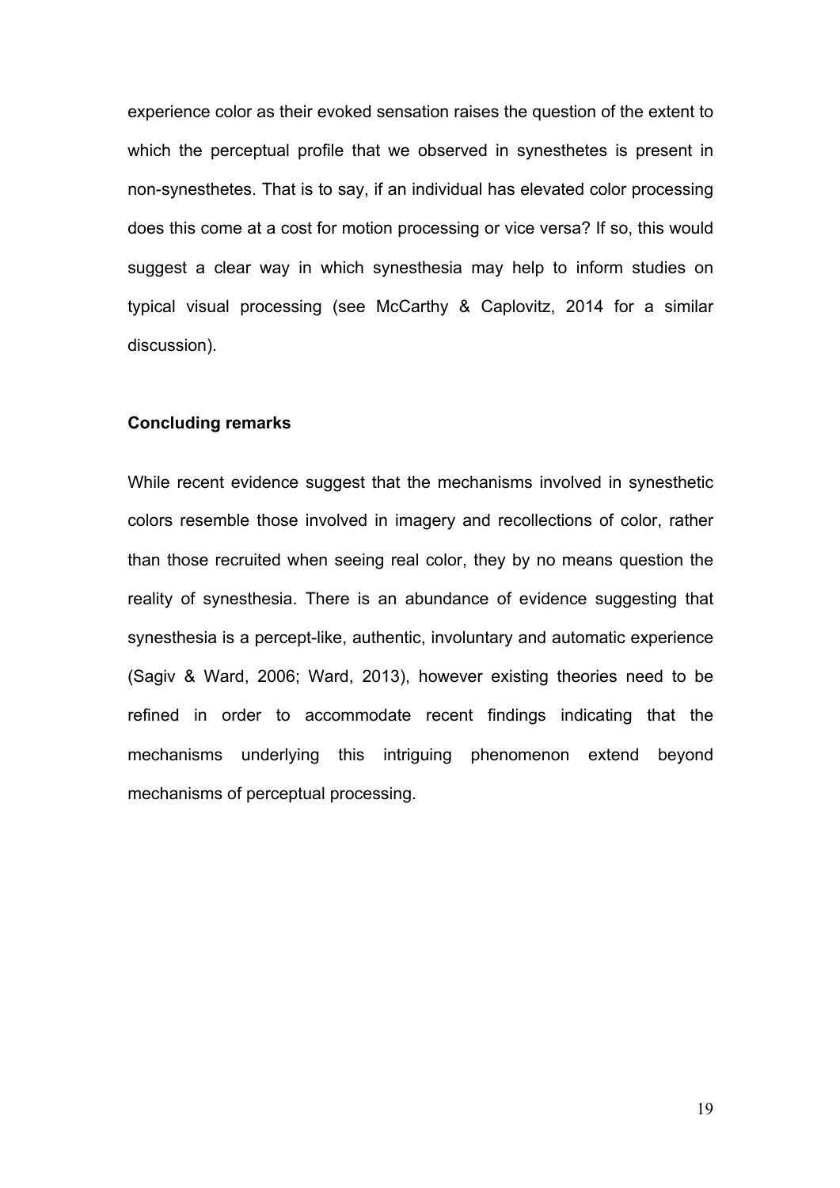experience color as their evoked sensation raises the question of the extent to which the perceptual profile that we observed in synesthetes is present in non-synesthetes. That is to say, if an individual has elevated color processing does this come at a cost for motion processing or vice versa? If so, this would suggest a clear way in which synesthesia may help to inform studies on typical visual processing (see McCarthy & Caplovitz, 2014 for a similar discussion).

**Concluding remarks**

While recent evidence suggest that the mechanisms involved in synesthetic colors resemble those involved in imagery and recollections of color, rather than those recruited when seeing real color, they by no means question the reality of synesthesia. There is an abundance of evidence suggesting that synesthesia is a percept-like, authentic, involuntary and automatic experience (Sagiv & Ward, 2006; Ward, 2013), however existing theories need to be refined in order to accommodate recent findings indicating that the mechanisms underlying this intriguing phenomenon extend beyond mechanisms of perceptual processing.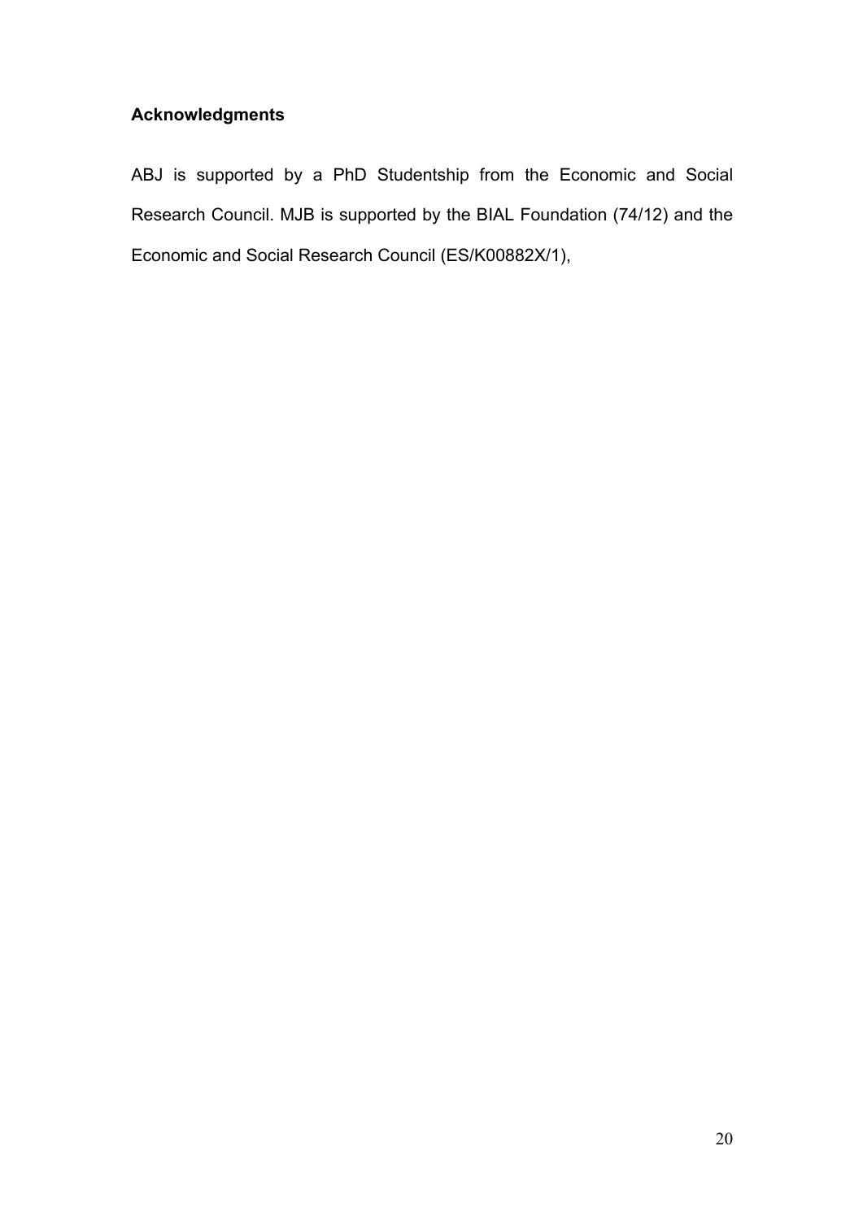## Acknowledgments

ABJ is supported by a PhD Studentship from the Economic and Social Research Council. MJB is supported by the BIAL Foundation (74/12) and the Economic and Social Research Council (ES/K00882X/1),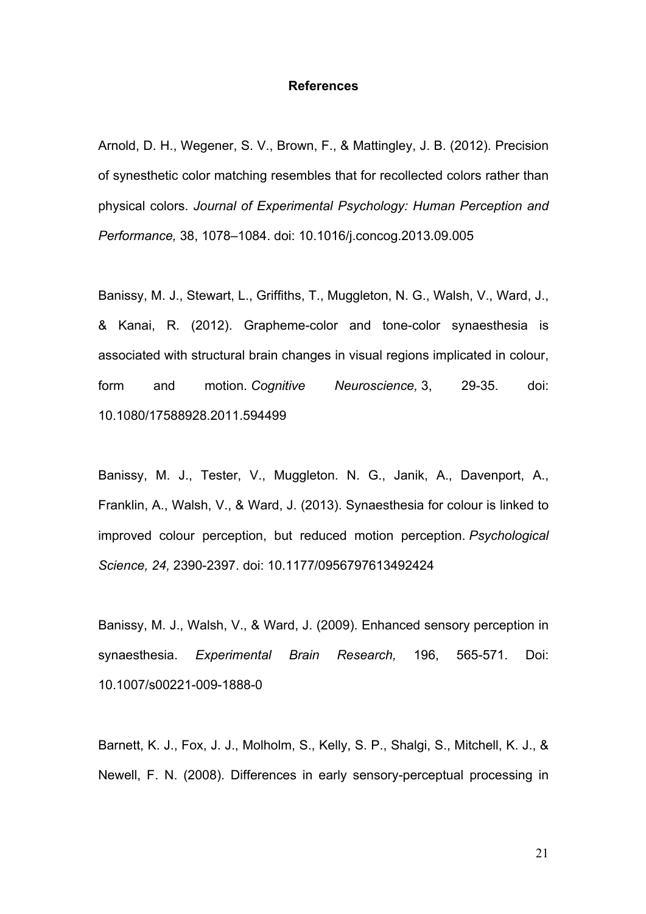**References**

Arnold, D. H., Wegener, S. V., Brown, F., & Mattingley, J. B. (2012). Precision of synesthetic color matching resembles that for recollected colors rather than physical colors. *Journal of Experimental Psychology: Human Perception and Performance,* 38, 1078–1084. doi: 10.1016/j.concog.2013.09.005

Banissy, M. J., Stewart, L., Griffiths, T., Muggleton, N. G., Walsh, V., Ward, J., & Kanai, R. (2012). Grapheme-color and tone-color synaesthesia is associated with structural brain changes in visual regions implicated in colour, form and motion. *Cognitive Neuroscience,* 3, 29-35. doi: 10.1080/17588928.2011.594499

Banissy, M. J., Tester, V., Muggleton. N. G., Janik, A., Davenport, A., Franklin, A., Walsh, V., & Ward, J. (2013). Synaesthesia for colour is linked to improved colour perception, but reduced motion perception. *Psychological Science, 24,* 2390-2397. doi: 10.1177/0956797613492424

Banissy, M. J., Walsh, V., & Ward, J. (2009). Enhanced sensory perception in synaesthesia. *Experimental Brain Research,* 196, 565-571. Doi: 10.1007/s00221-009-1888-0

Barnett, K. J., Fox, J. J., Molholm, S., Kelly, S. P., Shalgi, S., Mitchell, K. J., & Newell, F. N. (2008). Differences in early sensory-perceptual processing in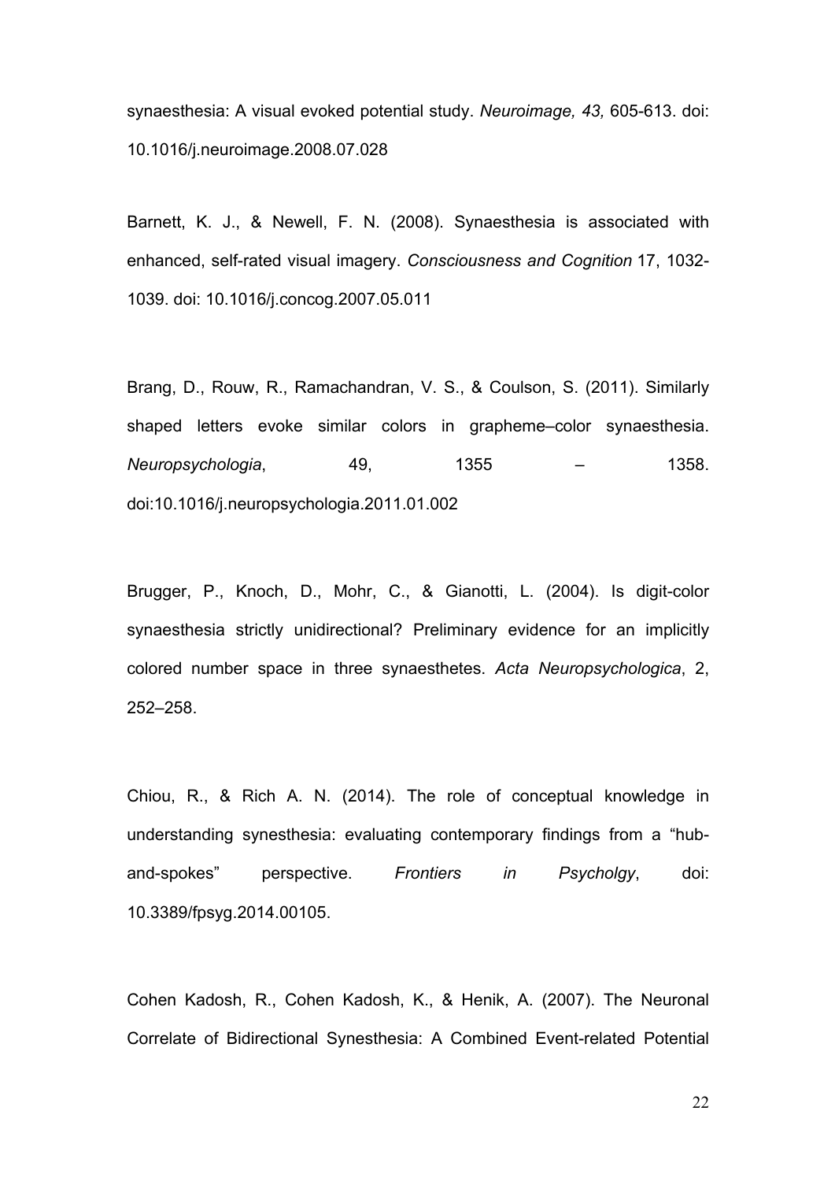synaesthesia: A visual evoked potential study. *Neuroimage, 43,* 605-613. doi: 10.1016/j.neuroimage.2008.07.028

Barnett, K. J., & Newell, F. N. (2008). Synaesthesia is associated with enhanced, self-rated visual imagery. *Consciousness and Cognition* 17, 1032-1039. doi: 10.1016/j.concog.2007.05.011

Brang, D., Rouw, R., Ramachandran, V. S., & Coulson, S. (2011). Similarly shaped letters evoke similar colors in grapheme–color synaesthesia. *Neuropsychologia*, 49, 1355 – 1358. doi:10.1016/j.neuropsychologia.2011.01.002

Brugger, P., Knoch, D., Mohr, C., & Gianotti, L. (2004). Is digit-color synaesthesia strictly unidirectional? Preliminary evidence for an implicitly colored number space in three synaesthetes. *Acta Neuropsychologica*, 2, 252–258.

Chiou, R., & Rich A. N. (2014). The role of conceptual knowledge in understanding synesthesia: evaluating contemporary findings from a "hub-and-spokes" perspective. *Frontiers in Psycholgy*, doi: 10.3389/fpsyg.2014.00105.

Cohen Kadosh, R., Cohen Kadosh, K., & Henik, A. (2007). The Neuronal Correlate of Bidirectional Synesthesia: A Combined Event-related Potential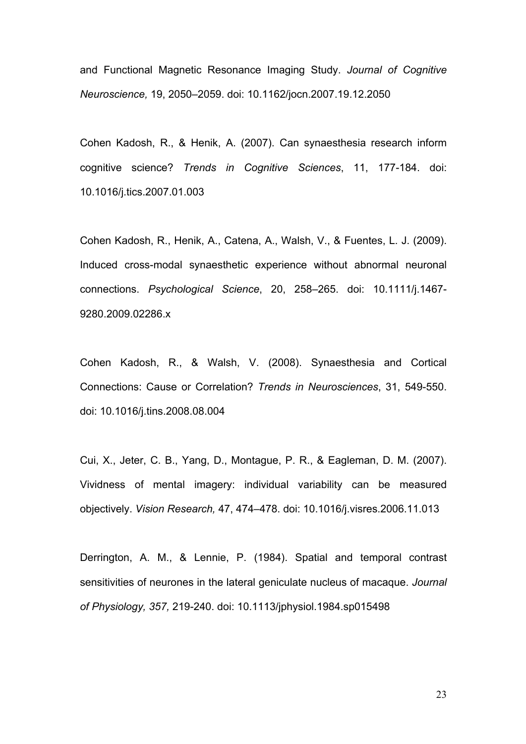and Functional Magnetic Resonance Imaging Study. *Journal of Cognitive Neuroscience,* 19, 2050–2059. doi: 10.1162/jocn.2007.19.12.2050

Cohen Kadosh, R., & Henik, A. (2007). Can synaesthesia research inform cognitive science? *Trends in Cognitive Sciences*, 11, 177-184. doi: 10.1016/j.tics.2007.01.003

Cohen Kadosh, R., Henik, A., Catena, A., Walsh, V., & Fuentes, L. J. (2009). Induced cross-modal synaesthetic experience without abnormal neuronal connections. *Psychological Science*, 20, 258–265. doi: 10.1111/j.1467-9280.2009.02286.x

Cohen Kadosh, R., & Walsh, V. (2008). Synaesthesia and Cortical Connections: Cause or Correlation? *Trends in Neurosciences*, 31, 549-550. doi: 10.1016/j.tins.2008.08.004

Cui, X., Jeter, C. B., Yang, D., Montague, P. R., & Eagleman, D. M. (2007). Vividness of mental imagery: individual variability can be measured objectively. *Vision Research,* 47, 474–478. doi: 10.1016/j.visres.2006.11.013

Derrington, A. M., & Lennie, P. (1984). Spatial and temporal contrast sensitivities of neurones in the lateral geniculate nucleus of macaque. *Journal of Physiology, 357,* 219-240. doi: 10.1113/jphysiol.1984.sp015498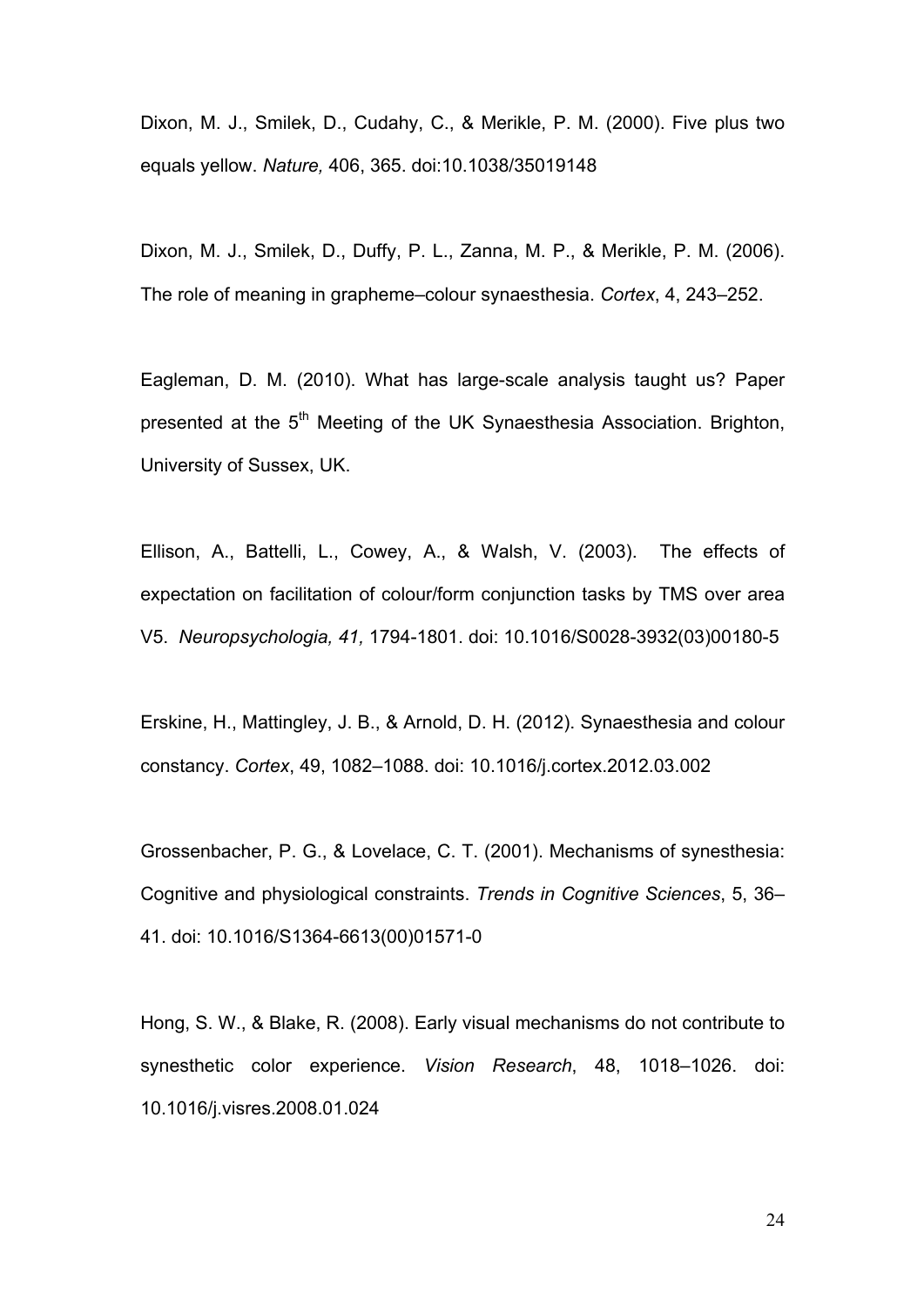Dixon, M. J., Smilek, D., Cudahy, C., & Merikle, P. M. (2000). Five plus two equals yellow. *Nature,* 406, 365. doi:10.1038/35019148

Dixon, M. J., Smilek, D., Duffy, P. L., Zanna, M. P., & Merikle, P. M. (2006). The role of meaning in grapheme–colour synaesthesia. *Cortex*, 4, 243–252.

Eagleman, D. M. (2010). What has large-scale analysis taught us? Paper presented at the 5th Meeting of the UK Synaesthesia Association. Brighton, University of Sussex, UK.

Ellison, A., Battelli, L., Cowey, A., & Walsh, V. (2003). The effects of expectation on facilitation of colour/form conjunction tasks by TMS over area V5. *Neuropsychologia, 41,* 1794-1801. doi: 10.1016/S0028-3932(03)00180-5

Erskine, H., Mattingley, J. B., & Arnold, D. H. (2012). Synaesthesia and colour constancy. *Cortex*, 49, 1082–1088. doi: 10.1016/j.cortex.2012.03.002

Grossenbacher, P. G., & Lovelace, C. T. (2001). Mechanisms of synesthesia: Cognitive and physiological constraints. *Trends in Cognitive Sciences*, 5, 36–41. doi: 10.1016/S1364-6613(00)01571-0

Hong, S. W., & Blake, R. (2008). Early visual mechanisms do not contribute to synesthetic color experience. *Vision Research*, 48, 1018–1026. doi: 10.1016/j.visres.2008.01.024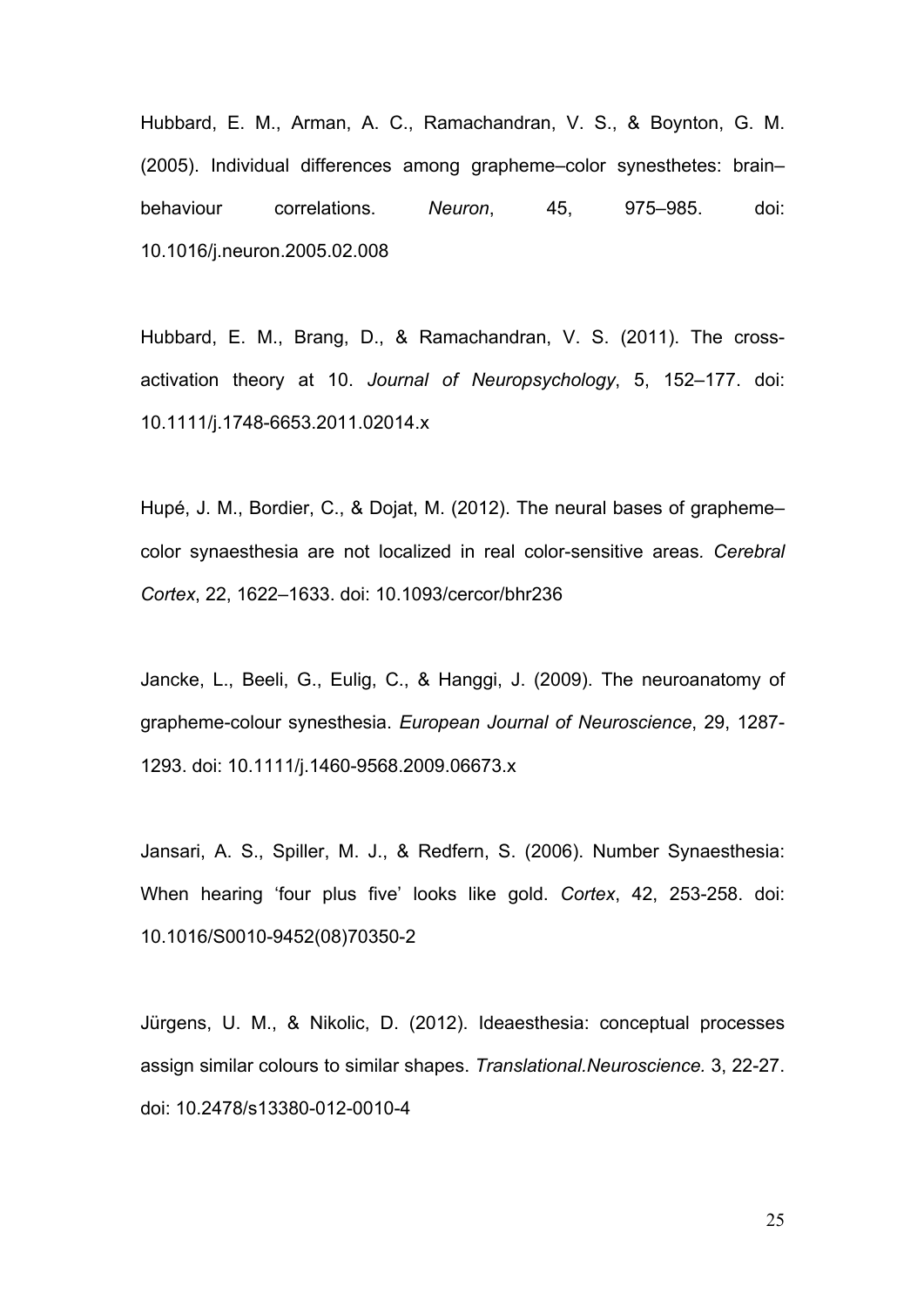Hubbard, E. M., Arman, A. C., Ramachandran, V. S., & Boynton, G. M. (2005). Individual differences among grapheme–color synesthetes: brain–behaviour correlations. *Neuron*, 45, 975–985. doi: 10.1016/j.neuron.2005.02.008

Hubbard, E. M., Brang, D., & Ramachandran, V. S. (2011). The cross-activation theory at 10. *Journal of Neuropsychology*, 5, 152–177. doi: 10.1111/j.1748-6653.2011.02014.x

Hupé, J. M., Bordier, C., & Dojat, M. (2012). The neural bases of grapheme–color synaesthesia are not localized in real color-sensitive areas. *Cerebral Cortex*, 22, 1622–1633. doi: 10.1093/cercor/bhr236

Jancke, L., Beeli, G., Eulig, C., & Hanggi, J. (2009). The neuroanatomy of grapheme-colour synesthesia. *European Journal of Neuroscience*, 29, 1287-1293. doi: 10.1111/j.1460-9568.2009.06673.x

Jansari, A. S., Spiller, M. J., & Redfern, S. (2006). Number Synaesthesia: When hearing 'four plus five' looks like gold. *Cortex*, 42, 253-258. doi: 10.1016/S0010-9452(08)70350-2

Jürgens, U. M., & Nikolic, D. (2012). Ideaesthesia: conceptual processes assign similar colours to similar shapes. *Translational.Neuroscience.* 3, 22-27. doi: 10.2478/s13380-012-0010-4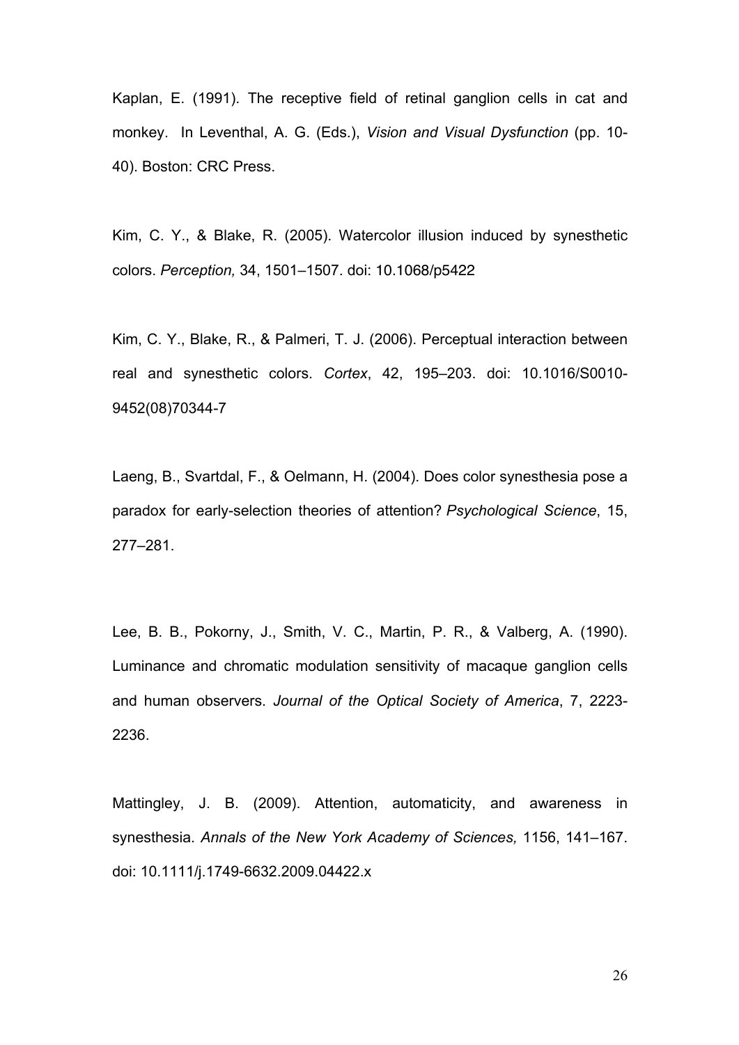Kaplan, E. (1991). The receptive field of retinal ganglion cells in cat and monkey. In Leventhal, A. G. (Eds.), *Vision and Visual Dysfunction* (pp. 10-40). Boston: CRC Press.

Kim, C. Y., & Blake, R. (2005). Watercolor illusion induced by synesthetic colors. *Perception,* 34, 1501–1507. doi: 10.1068/p5422

Kim, C. Y., Blake, R., & Palmeri, T. J. (2006). Perceptual interaction between real and synesthetic colors. *Cortex*, 42, 195–203. doi: 10.1016/S0010-9452(08)70344-7

Laeng, B., Svartdal, F., & Oelmann, H. (2004). Does color synesthesia pose a paradox for early-selection theories of attention? *Psychological Science*, 15, 277–281.

Lee, B. B., Pokorny, J., Smith, V. C., Martin, P. R., & Valberg, A. (1990). Luminance and chromatic modulation sensitivity of macaque ganglion cells and human observers. *Journal of the Optical Society of America*, 7, 2223-2236.

Mattingley, J. B. (2009). Attention, automaticity, and awareness in synesthesia. *Annals of the New York Academy of Sciences,* 1156, 141–167. doi: 10.1111/j.1749-6632.2009.04422.x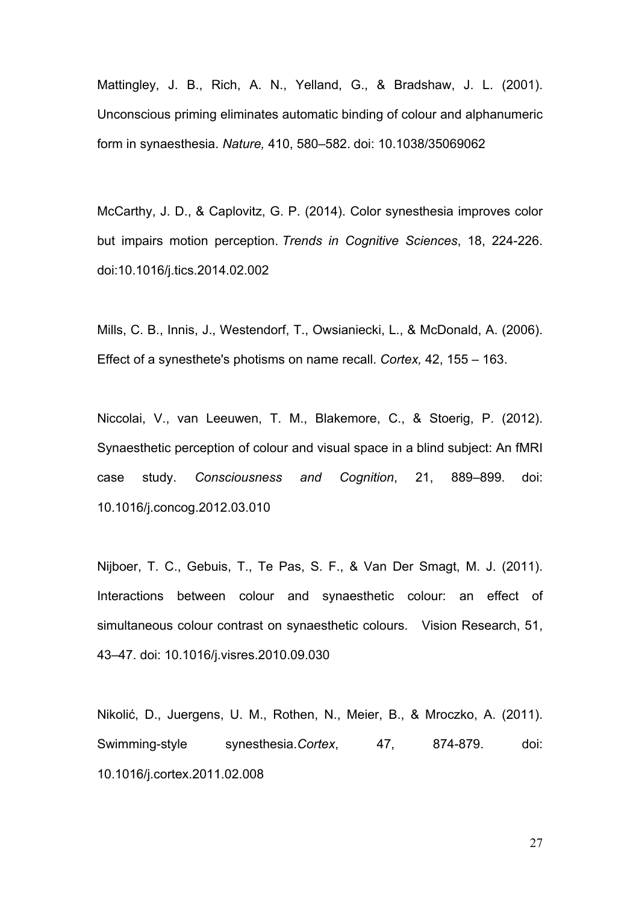Mattingley, J. B., Rich, A. N., Yelland, G., & Bradshaw, J. L. (2001). Unconscious priming eliminates automatic binding of colour and alphanumeric form in synaesthesia. *Nature,* 410, 580–582. doi: 10.1038/35069062

McCarthy, J. D., & Caplovitz, G. P. (2014). Color synesthesia improves color but impairs motion perception. *Trends in Cognitive Sciences*, 18, 224-226. doi:10.1016/j.tics.2014.02.002

Mills, C. B., Innis, J., Westendorf, T., Owsianiecki, L., & McDonald, A. (2006). Effect of a synesthete's photisms on name recall. *Cortex,* 42, 155 – 163.

Niccolai, V., van Leeuwen, T. M., Blakemore, C., & Stoerig, P. (2012). Synaesthetic perception of colour and visual space in a blind subject: An fMRI case study. *Consciousness and Cognition*, 21, 889–899. doi: 10.1016/j.concog.2012.03.010

Nijboer, T. C., Gebuis, T., Te Pas, S. F., & Van Der Smagt, M. J. (2011). Interactions between colour and synaesthetic colour: an effect of simultaneous colour contrast on synaesthetic colours. Vision Research, 51, 43–47. doi: 10.1016/j.visres.2010.09.030

Nikolić, D., Juergens, U. M., Rothen, N., Meier, B., & Mroczko, A. (2011). Swimming-style synesthesia.*Cortex*, 47, 874-879. doi: 10.1016/j.cortex.2011.02.008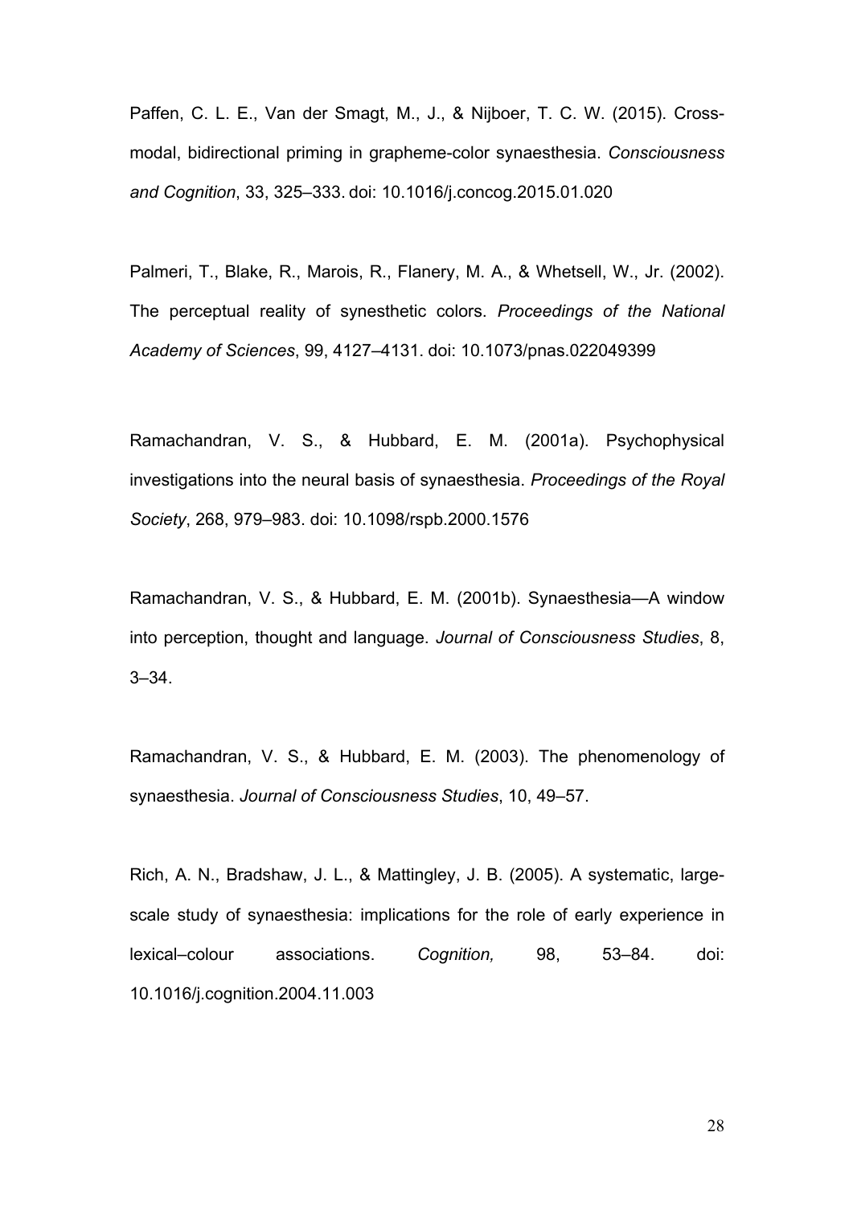Paffen, C. L. E., Van der Smagt, M., J., & Nijboer, T. C. W. (2015). Cross-modal, bidirectional priming in grapheme-color synaesthesia. *Consciousness and Cognition*, 33, 325–333. doi: 10.1016/j.concog.2015.01.020

Palmeri, T., Blake, R., Marois, R., Flanery, M. A., & Whetsell, W., Jr. (2002). The perceptual reality of synesthetic colors. *Proceedings of the National Academy of Sciences*, 99, 4127–4131. doi: 10.1073/pnas.022049399

Ramachandran, V. S., & Hubbard, E. M. (2001a). Psychophysical investigations into the neural basis of synaesthesia. *Proceedings of the Royal Society*, 268, 979–983. doi: 10.1098/rspb.2000.1576

Ramachandran, V. S., & Hubbard, E. M. (2001b). Synaesthesia—A window into perception, thought and language. *Journal of Consciousness Studies*, 8, 3–34.

Ramachandran, V. S., & Hubbard, E. M. (2003). The phenomenology of synaesthesia. *Journal of Consciousness Studies*, 10, 49–57.

Rich, A. N., Bradshaw, J. L., & Mattingley, J. B. (2005). A systematic, large-scale study of synaesthesia: implications for the role of early experience in lexical–colour associations. *Cognition,* 98, 53–84. doi: 10.1016/j.cognition.2004.11.003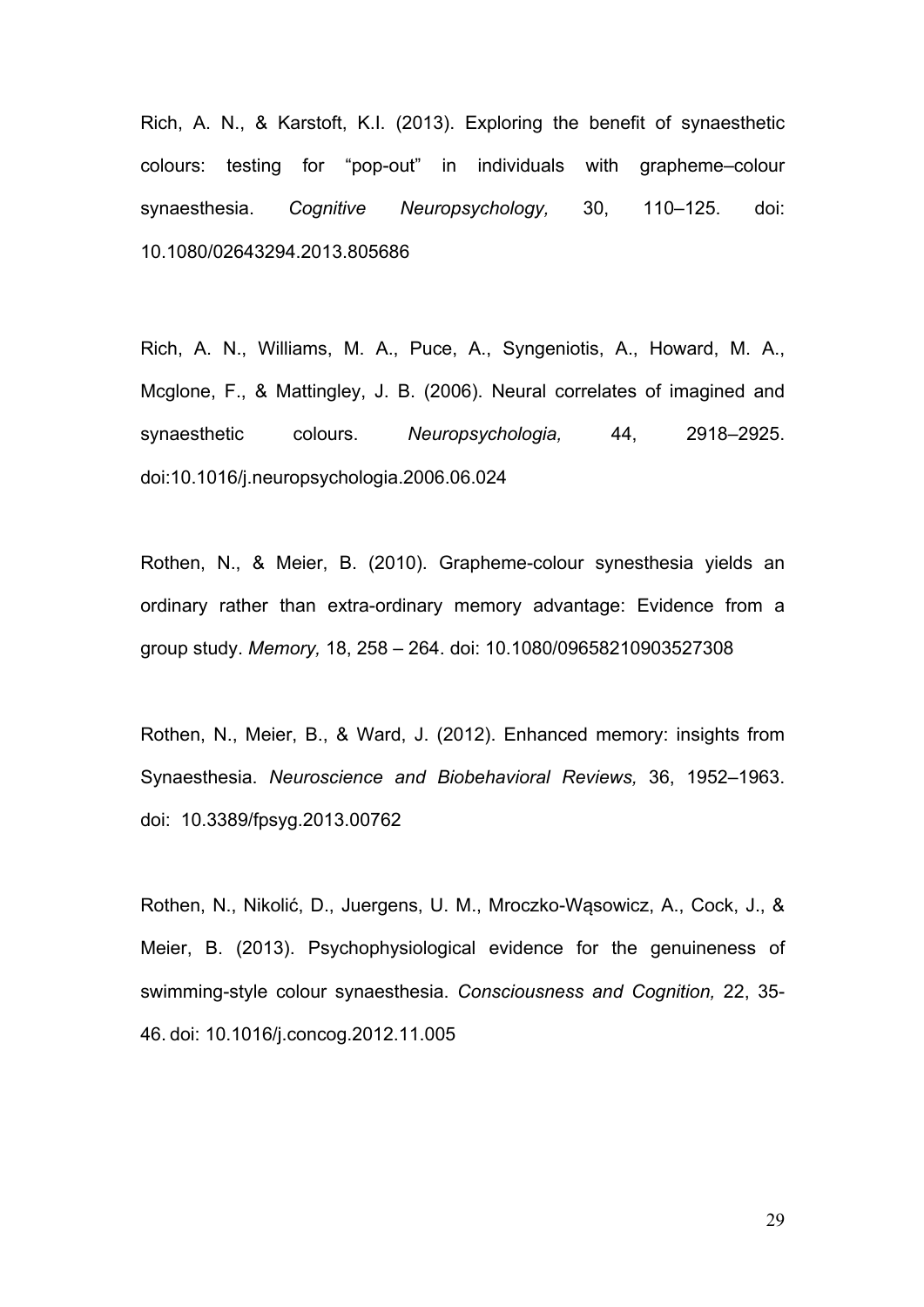Rich, A. N., & Karstoft, K.I. (2013). Exploring the benefit of synaesthetic colours: testing for “pop-out” in individuals with grapheme–colour synaesthesia. *Cognitive Neuropsychology,* 30, 110–125. doi: 10.1080/02643294.2013.805686

Rich, A. N., Williams, M. A., Puce, A., Syngeniotis, A., Howard, M. A., Mcglone, F., & Mattingley, J. B. (2006). Neural correlates of imagined and synaesthetic colours. *Neuropsychologia,* 44, 2918–2925. doi:10.1016/j.neuropsychologia.2006.06.024

Rothen, N., & Meier, B. (2010). Grapheme-colour synesthesia yields an ordinary rather than extra-ordinary memory advantage: Evidence from a group study. *Memory,* 18, 258 – 264. doi: 10.1080/09658210903527308

Rothen, N., Meier, B., & Ward, J. (2012). Enhanced memory: insights from Synaesthesia. *Neuroscience and Biobehavioral Reviews,* 36, 1952–1963. doi: 10.3389/fpsyg.2013.00762

Rothen, N., Nikolić, D., Juergens, U. M., Mroczko-Wąsowicz, A., Cock, J., & Meier, B. (2013). Psychophysiological evidence for the genuineness of swimming-style colour synaesthesia. *Consciousness and Cognition,* 22, 35-46. doi: 10.1016/j.concog.2012.11.005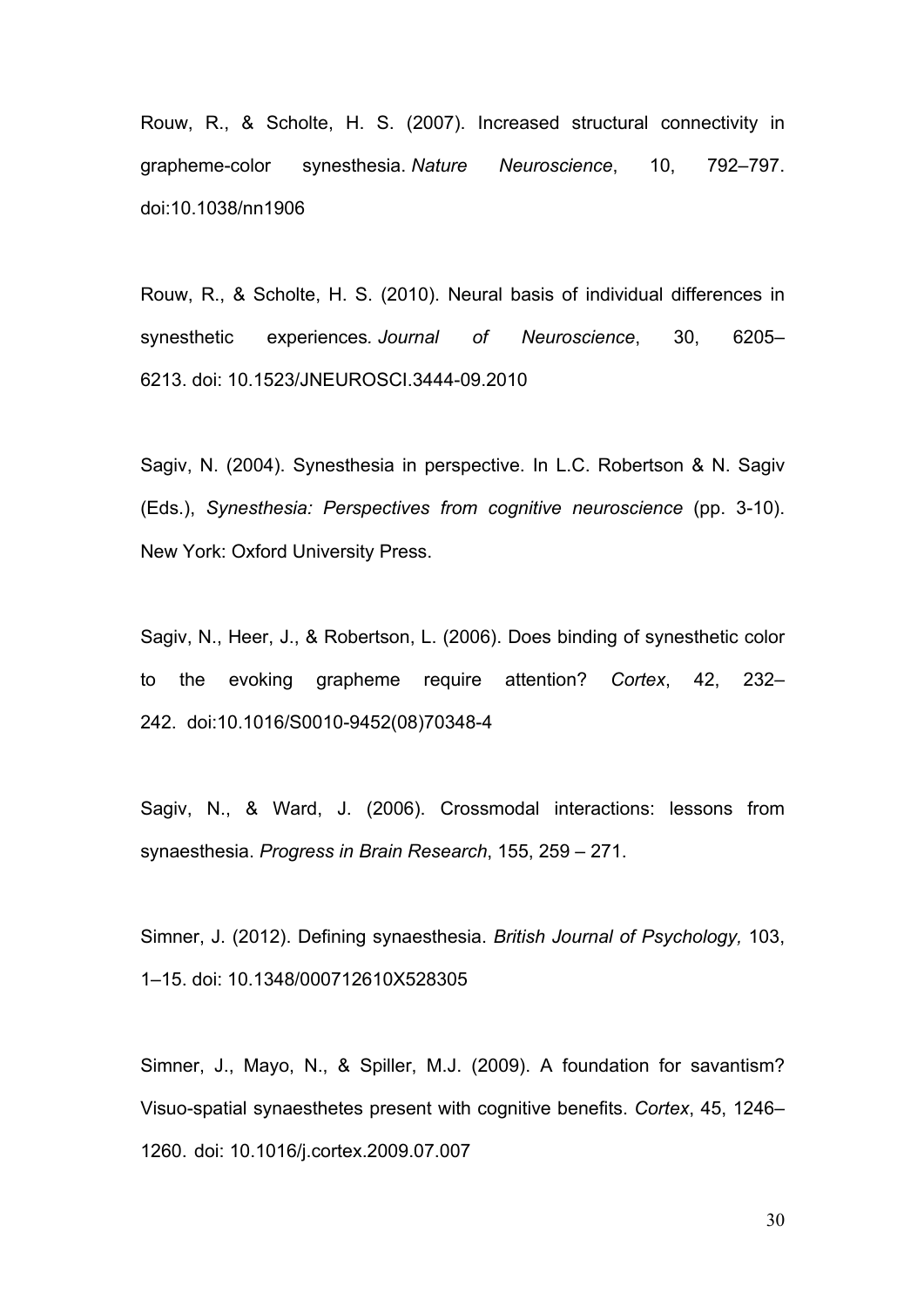Rouw, R., & Scholte, H. S. (2007). Increased structural connectivity in grapheme-color synesthesia. *Nature Neuroscience*, 10, 792–797. doi:10.1038/nn1906

Rouw, R., & Scholte, H. S. (2010). Neural basis of individual differences in synesthetic experiences. *Journal of Neuroscience*, 30, 6205–6213. doi: 10.1523/JNEUROSCI.3444-09.2010

Sagiv, N. (2004). Synesthesia in perspective. In L.C. Robertson & N. Sagiv (Eds.), *Synesthesia: Perspectives from cognitive neuroscience* (pp. 3-10). New York: Oxford University Press.

Sagiv, N., Heer, J., & Robertson, L. (2006). Does binding of synesthetic color to the evoking grapheme require attention? *Cortex*, 42, 232–242. doi:10.1016/S0010-9452(08)70348-4

Sagiv, N., & Ward, J. (2006). Crossmodal interactions: lessons from synaesthesia. *Progress in Brain Research*, 155, 259 – 271.

Simner, J. (2012). Defining synaesthesia. *British Journal of Psychology,* 103, 1–15. doi: 10.1348/000712610X528305

Simner, J., Mayo, N., & Spiller, M.J. (2009). A foundation for savantism? Visuo-spatial synaesthetes present with cognitive benefits. *Cortex*, 45, 1246–1260. doi: 10.1016/j.cortex.2009.07.007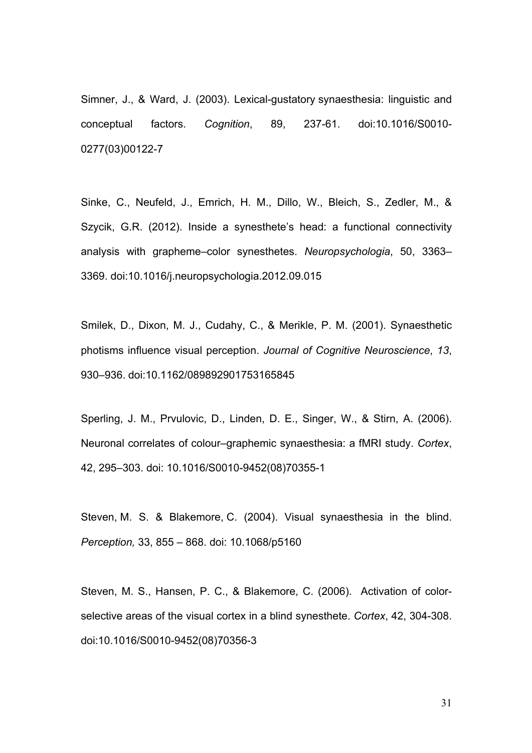Simner, J., & Ward, J. (2003). Lexical-gustatory synaesthesia: linguistic and conceptual factors. *Cognition*, 89, 237-61. doi:10.1016/S0010-0277(03)00122-7

Sinke, C., Neufeld, J., Emrich, H. M., Dillo, W., Bleich, S., Zedler, M., & Szycik, G.R. (2012). Inside a synesthete's head: a functional connectivity analysis with grapheme–color synesthetes. *Neuropsychologia*, 50, 3363–3369. doi:10.1016/j.neuropsychologia.2012.09.015

Smilek, D., Dixon, M. J., Cudahy, C., & Merikle, P. M. (2001). Synaesthetic photisms influence visual perception. *Journal of Cognitive Neuroscience*, *13*, 930–936. doi:10.1162/089892901753165845

Sperling, J. M., Prvulovic, D., Linden, D. E., Singer, W., & Stirn, A. (2006). Neuronal correlates of colour–graphemic synaesthesia: a fMRI study. *Cortex*, 42, 295–303. doi: 10.1016/S0010-9452(08)70355-1

Steven, M. S. & Blakemore, C. (2004). Visual synaesthesia in the blind. *Perception,* 33, 855 – 868. doi: 10.1068/p5160

Steven, M. S., Hansen, P. C., & Blakemore, C. (2006). Activation of color-selective areas of the visual cortex in a blind synesthete. *Cortex*, 42, 304-308. doi:10.1016/S0010-9452(08)70356-3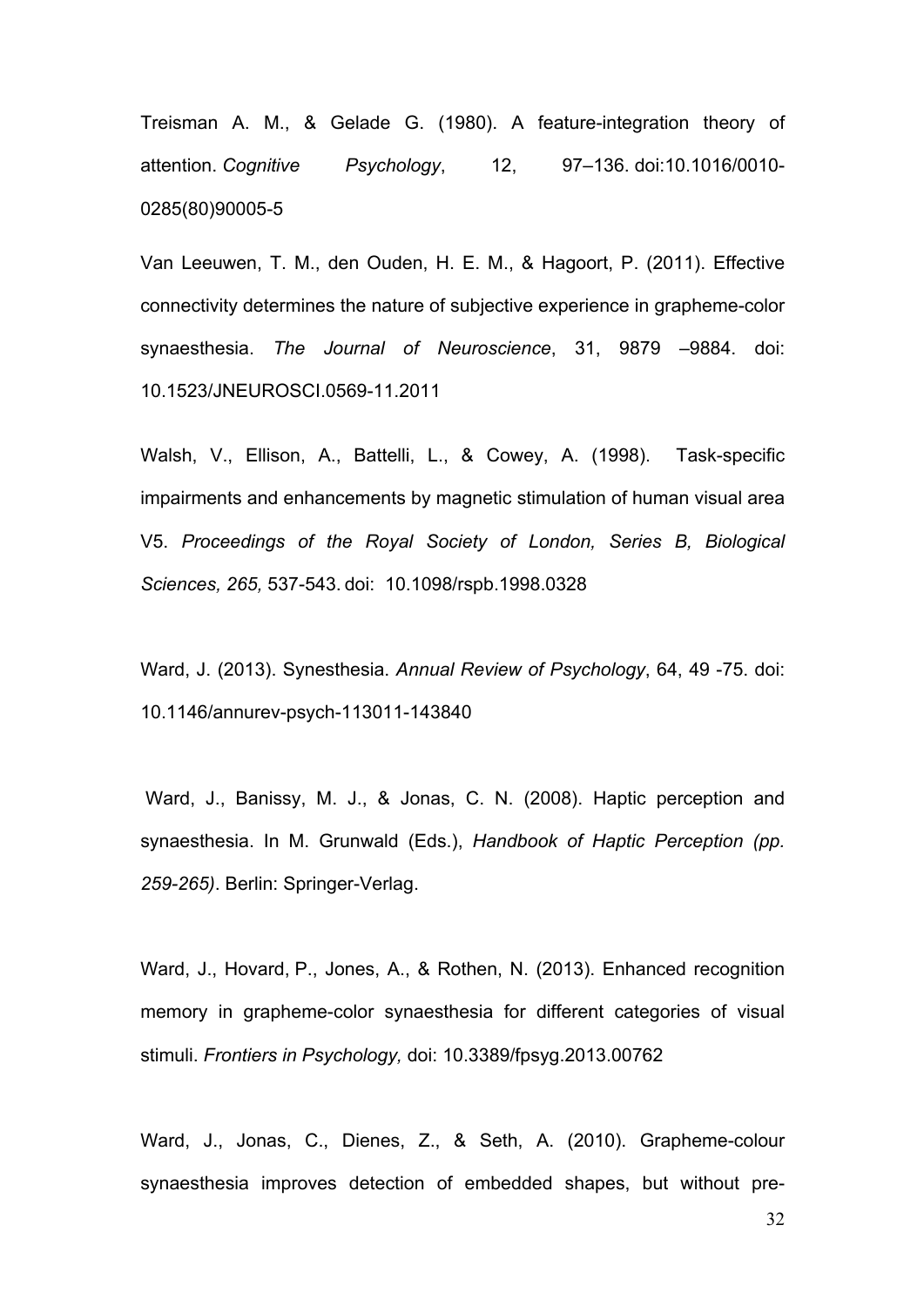Treisman A. M., & Gelade G. (1980). A feature-integration theory of attention. *Cognitive Psychology*, 12, 97–136. doi:10.1016/0010-0285(80)90005-5

Van Leeuwen, T. M., den Ouden, H. E. M., & Hagoort, P. (2011). Effective connectivity determines the nature of subjective experience in grapheme-color synaesthesia. *The Journal of Neuroscience*, 31, 9879 –9884. doi: 10.1523/JNEUROSCI.0569-11.2011

Walsh, V., Ellison, A., Battelli, L., & Cowey, A. (1998). Task-specific impairments and enhancements by magnetic stimulation of human visual area V5. *Proceedings of the Royal Society of London, Series B, Biological Sciences, 265,* 537-543. doi: 10.1098/rspb.1998.0328

Ward, J. (2013). Synesthesia. *Annual Review of Psychology*, 64, 49 -75. doi: 10.1146/annurev-psych-113011-143840

Ward, J., Banissy, M. J., & Jonas, C. N. (2008). Haptic perception and synaesthesia. In M. Grunwald (Eds.), *Handbook of Haptic Perception (pp. 259-265)*. Berlin: Springer-Verlag.

Ward, J., Hovard, P., Jones, A., & Rothen, N. (2013). Enhanced recognition memory in grapheme-color synaesthesia for different categories of visual stimuli. *Frontiers in Psychology,* doi: 10.3389/fpsyg.2013.00762

Ward, J., Jonas, C., Dienes, Z., & Seth, A. (2010). Grapheme-colour synaesthesia improves detection of embedded shapes, but without pre-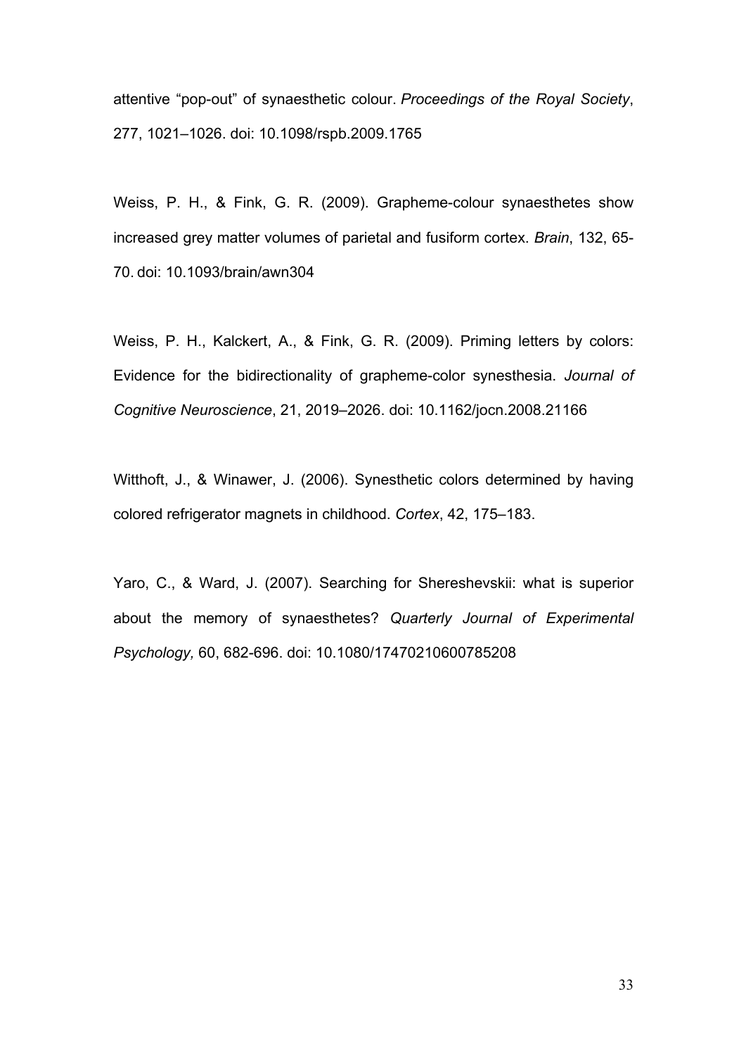attentive "pop-out" of synaesthetic colour. *Proceedings of the Royal Society*, 277, 1021–1026. doi: 10.1098/rspb.2009.1765

Weiss, P. H., & Fink, G. R. (2009). Grapheme-colour synaesthetes show increased grey matter volumes of parietal and fusiform cortex. *Brain*, 132, 65-70. doi: 10.1093/brain/awn304

Weiss, P. H., Kalckert, A., & Fink, G. R. (2009). Priming letters by colors: Evidence for the bidirectionality of grapheme-color synesthesia. *Journal of Cognitive Neuroscience*, 21, 2019–2026. doi: 10.1162/jocn.2008.21166

Witthoft, J., & Winawer, J. (2006). Synesthetic colors determined by having colored refrigerator magnets in childhood. *Cortex*, 42, 175–183.

Yaro, C., & Ward, J. (2007). Searching for Shereshevskii: what is superior about the memory of synaesthetes? *Quarterly Journal of Experimental Psychology,* 60, 682-696. doi: 10.1080/17470210600785208